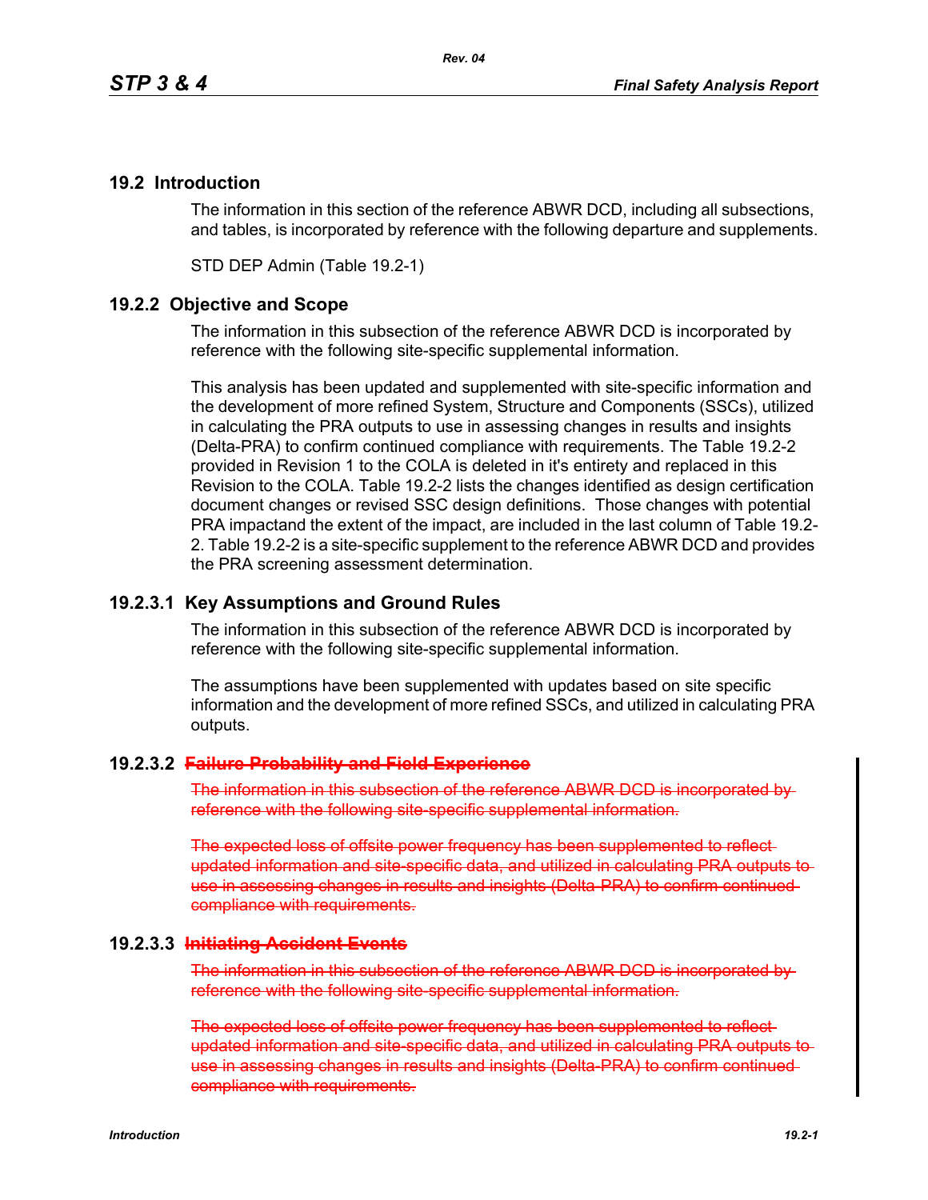## 19.2 Introduction

The information in this section of the reference ABWR DCD, including all subsections, and tables, is incorporated by reference with the following departure and supplements.

STD DEP Admin (Table 19.2-1)

### 19.2.2 Objective and Scope

The information in this subsection of the reference ABWR DCD is incorporated by reference with the following site-specific supplemental information.

This analysis has been updated and supplemented with site-specific information and the development of more refined System, Structure and Components (SSCs), utilized in calculating the PRA outputs to use in assessing changes in results and insights (Delta-PRA) to confirm continued compliance with requirements. The Table 19.2-2 provided in Revision 1 to the COLA is deleted in it's entirety and replaced in this Revision to the COLA. Table 19.2-2 lists the changes identified as design certification document changes or revised SSC design definitions. Those changes with potential PRA impactand the extent of the impact, are included in the last column of Table 19.2-2. Table 19.2-2 is a site-specific supplement to the reference ABWR DCD and provides the PRA screening assessment determination.

#### 19.2.3.1 Key Assumptions and Ground Rules

The information in this subsection of the reference ABWR DCD is incorporated by reference with the following site-specific supplemental information.

The assumptions have been supplemented with updates based on site specific information and the development of more refined SSCs, and utilized in calculating PRA outputs.

#### 19.2.3.2 ~~Failure Probability and Field Experience~~

~~The information in this subsection of the reference ABWR DCD is incorporated by reference with the following site-specific supplemental information.~~

~~The expected loss of offsite power frequency has been supplemented to reflect updated information and site-specific data, and utilized in calculating PRA outputs to use in assessing changes in results and insights (Delta-PRA) to confirm continued compliance with requirements.~~

#### 19.2.3.3 ~~Initiating Accident Events~~

~~The information in this subsection of the reference ABWR DCD is incorporated by reference with the following site-specific supplemental information.~~

~~The expected loss of offsite power frequency has been supplemented to reflect updated information and site-specific data, and utilized in calculating PRA outputs to use in assessing changes in results and insights (Delta-PRA) to confirm continued compliance with requirements.~~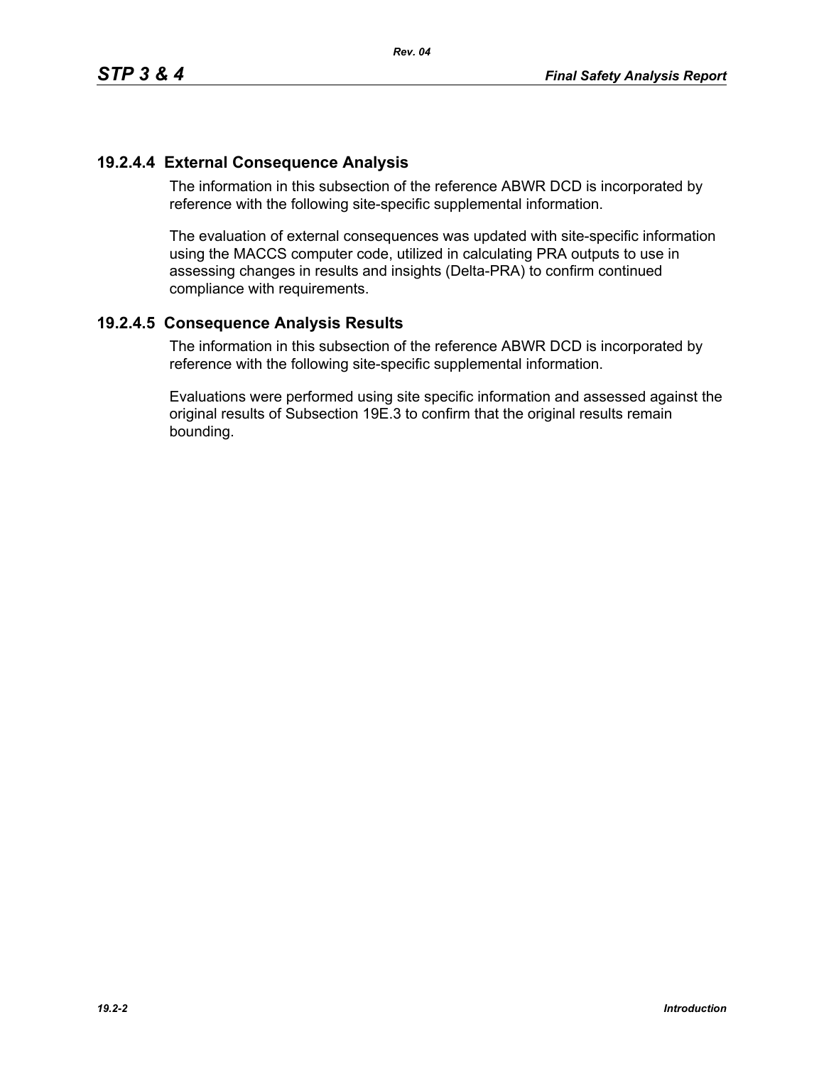### 19.2.4.4 External Consequence Analysis

The information in this subsection of the reference ABWR DCD is incorporated by reference with the following site-specific supplemental information.

The evaluation of external consequences was updated with site-specific information using the MACCS computer code, utilized in calculating PRA outputs to use in assessing changes in results and insights (Delta-PRA) to confirm continued compliance with requirements.

### 19.2.4.5 Consequence Analysis Results

The information in this subsection of the reference ABWR DCD is incorporated by reference with the following site-specific supplemental information.

Evaluations were performed using site specific information and assessed against the original results of Subsection 19E.3 to confirm that the original results remain bounding.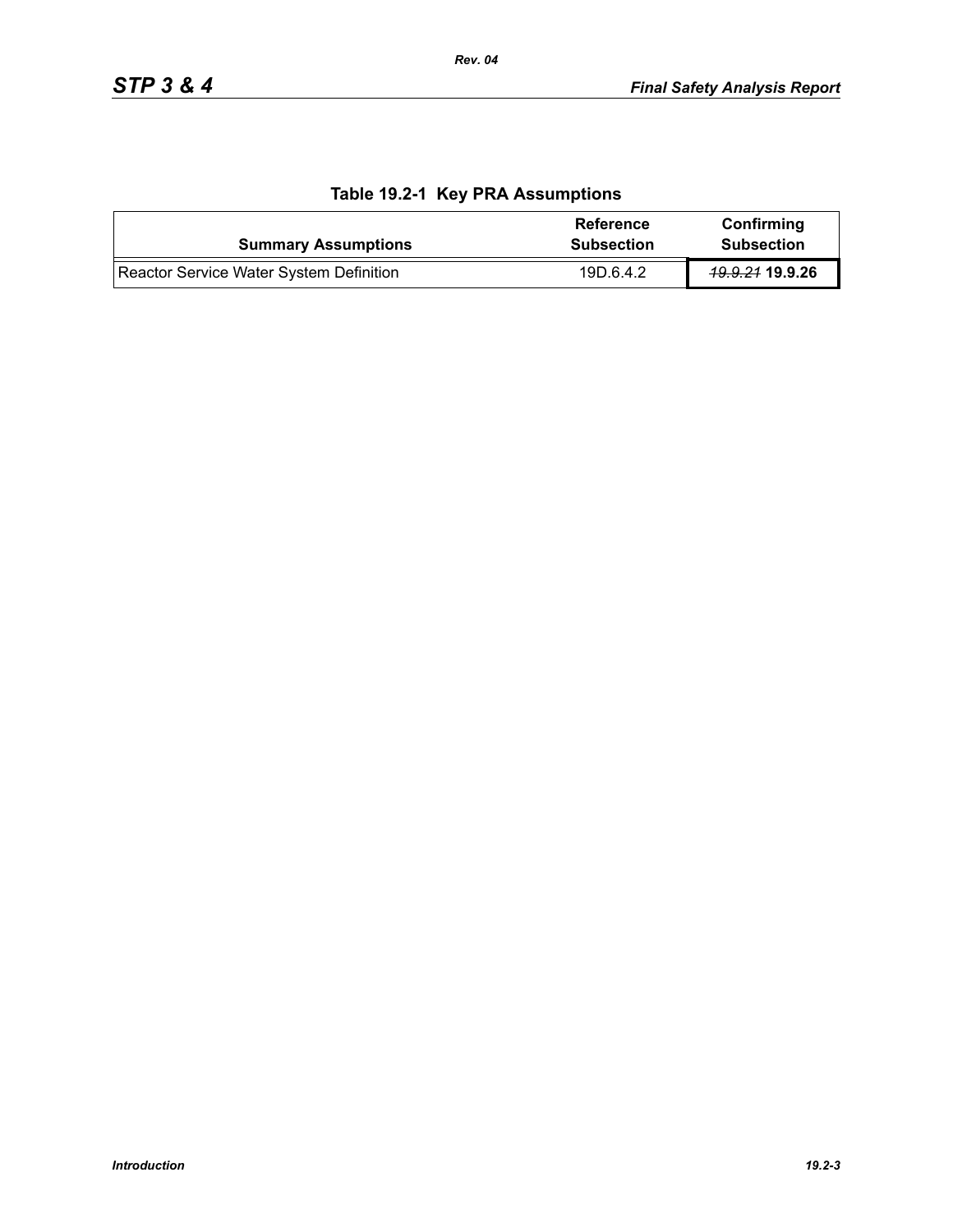### Table 19.2-1 Key PRA Assumptions

| Summary Assumptions | Reference Subsection | Confirming Subsection |
|---|---|---|
| Reactor Service Water System Definition | 19D.6.4.2 | ~~19.9.21~~ **19.9.26** |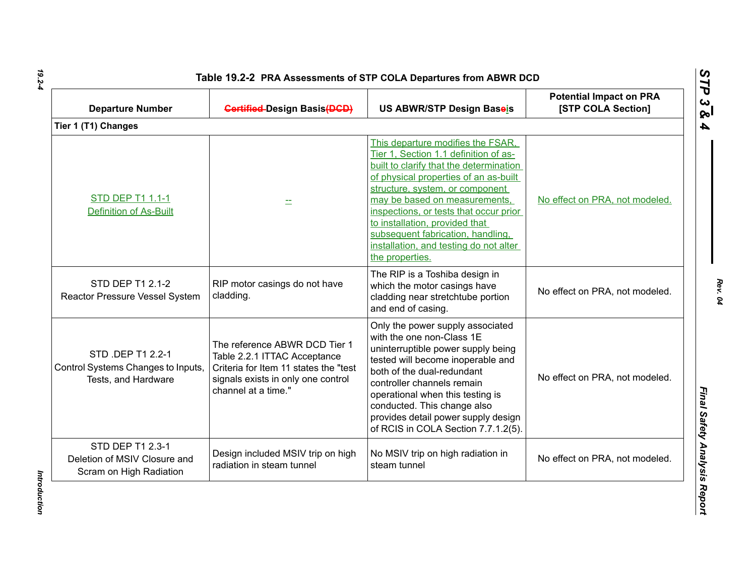**Table 19.2-2 PRA Assessments of STP COLA Departures from ABWR DCD**

| Departure Number | ~~Certified~~ Design Basis~~(DCD)~~ | US ABWR/STP Design Bas~~e~~is | Potential Impact on PRA [STP COLA Section] |
|---|---|---|---|
| **Tier 1 (T1) Changes** | | | |
| STD DEP T1 1.1-1 Definition of As-Built | -- | This departure modifies the FSAR, Tier 1, Section 1.1 definition of as-built to clarify that the determination of physical properties of an as-built structure, system, or component may be based on measurements, inspections, or tests that occur prior to installation, provided that subsequent fabrication, handling, installation, and testing do not alter the properties. | No effect on PRA, not modeled. |
| STD DEP T1 2.1-2 Reactor Pressure Vessel System | RIP motor casings do not have cladding. | The RIP is a Toshiba design in which the motor casings have cladding near stretchtube portion and end of casing. | No effect on PRA, not modeled. |
| STD .DEP T1 2.2-1 Control Systems Changes to Inputs, Tests, and Hardware | The reference ABWR DCD Tier 1 Table 2.2.1 ITTAC Acceptance Criteria for Item 11 states the "test signals exists in only one control channel at a time." | Only the power supply associated with the one non-Class 1E uninterruptible power supply being tested will become inoperable and both of the dual-redundant controller channels remain operational when this testing is conducted. This change also provides detail power supply design of RCIS in COLA Section 7.7.1.2(5). | No effect on PRA, not modeled. |
| STD DEP T1 2.3-1 Deletion of MSIV Closure and Scram on High Radiation | Design included MSIV trip on high radiation in steam tunnel | No MSIV trip on high radiation in steam tunnel | No effect on PRA, not modeled. |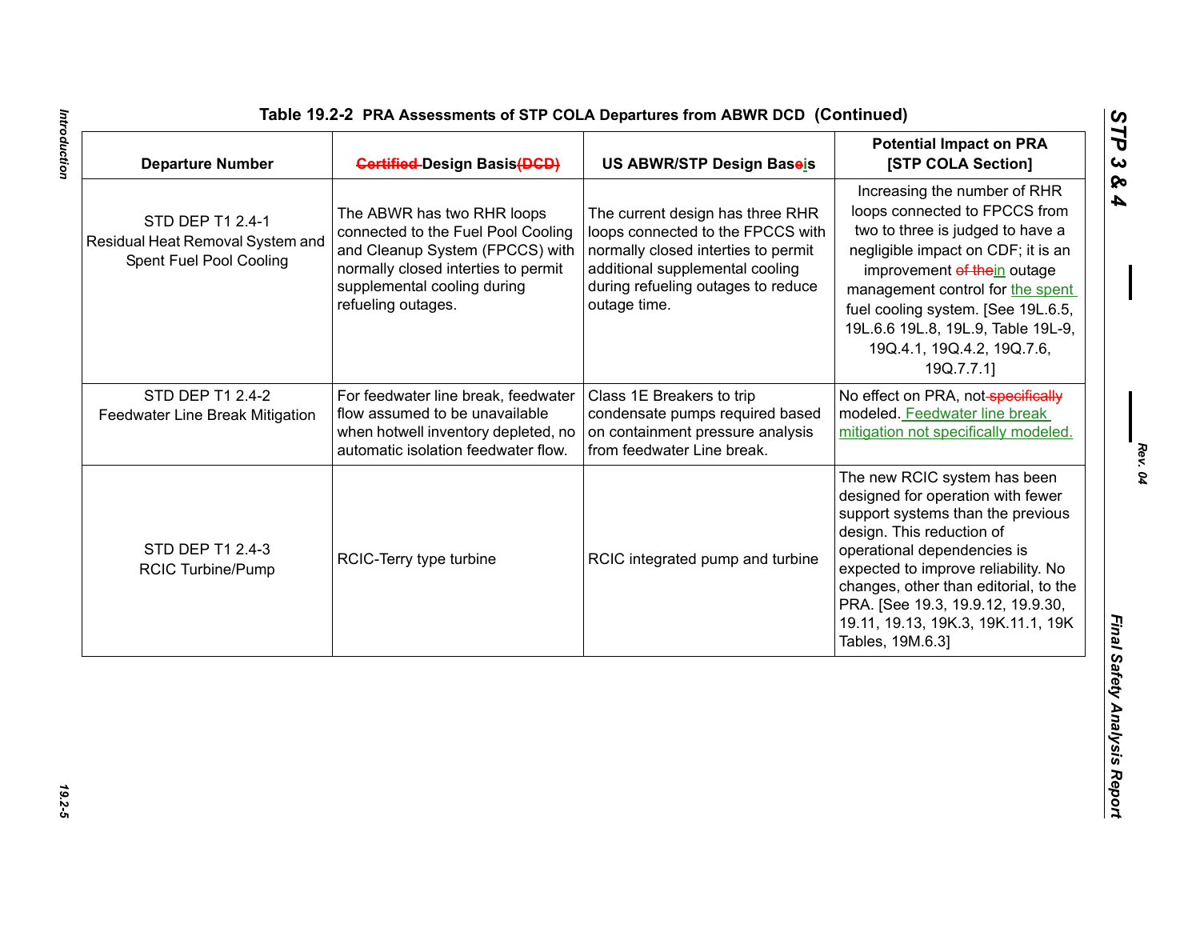**Table 19.2-2 PRA Assessments of STP COLA Departures from ABWR DCD (Continued)**

| Departure Number | ~~Certified~~ Design Basis~~(DCD)~~ | US ABWR/STP Design Base~~e~~is | Potential Impact on PRA [STP COLA Section] |
|---|---|---|---|
| STD DEP T1 2.4-1 Residual Heat Removal System and Spent Fuel Pool Cooling | The ABWR has two RHR loops connected to the Fuel Pool Cooling and Cleanup System (FPCCS) with normally closed interties to permit supplemental cooling during refueling outages. | The current design has three RHR loops connected to the FPCCS with normally closed interties to permit additional supplemental cooling during refueling outages to reduce outage time. | Increasing the number of RHR loops connected to FPCCS from two to three is judged to have a negligible impact on CDF; it is an improvement ~~of the~~in outage management control for the spent fuel cooling system. [See 19L.6.5, 19L.6.6 19L.8, 19L.9, Table 19L-9, 19Q.4.1, 19Q.4.2, 19Q.7.6, 19Q.7.7.1] |
| STD DEP T1 2.4-2 Feedwater Line Break Mitigation | For feedwater line break, feedwater flow assumed to be unavailable when hotwell inventory depleted, no automatic isolation feedwater flow. | Class 1E Breakers to trip condensate pumps required based on containment pressure analysis from feedwater Line break. | No effect on PRA, not ~~specifically~~ modeled. Feedwater line break mitigation not specifically modeled. |
| STD DEP T1 2.4-3 RCIC Turbine/Pump | RCIC-Terry type turbine | RCIC integrated pump and turbine | The new RCIC system has been designed for operation with fewer support systems than the previous design. This reduction of operational dependencies is expected to improve reliability. No changes, other than editorial, to the PRA. [See 19.3, 19.9.12, 19.9.30, 19.11, 19.13, 19K.3, 19K.11.1, 19K Tables, 19M.6.3] |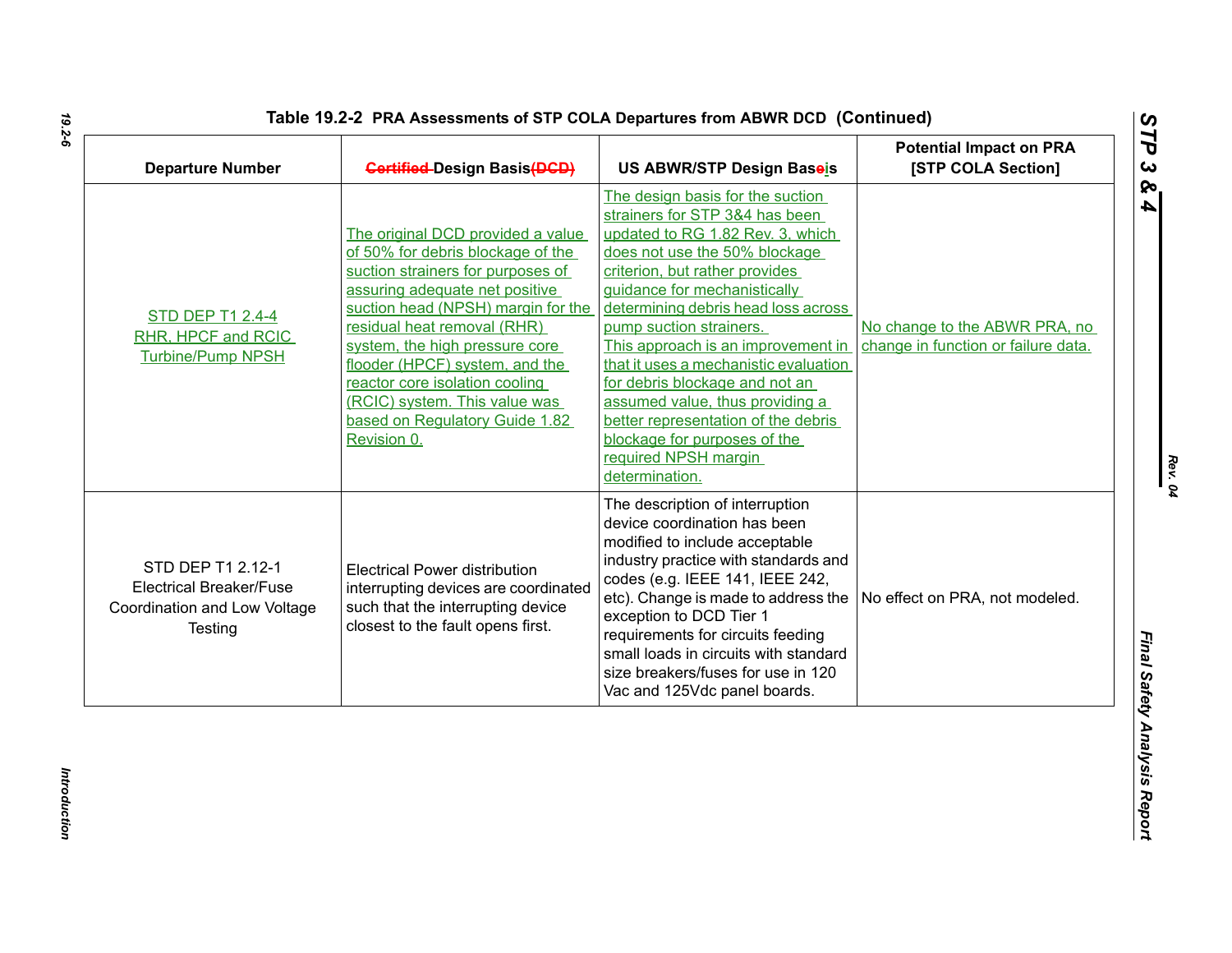**Table 19.2-2 PRA Assessments of STP COLA Departures from ABWR DCD (Continued)**

| Departure Number | ~~Certified~~ Design Basis~~(DCD)~~ | US ABWR/STP Design Baseis | Potential Impact on PRA [STP COLA Section] |
|---|---|---|---|
| STD DEP T1 2.4-4 RHR, HPCF and RCIC Turbine/Pump NPSH | The original DCD provided a value of 50% for debris blockage of the suction strainers for purposes of assuring adequate net positive suction head (NPSH) margin for the residual heat removal (RHR) system, the high pressure core flooder (HPCF) system, and the reactor core isolation cooling (RCIC) system. This value was based on Regulatory Guide 1.82 Revision 0. | The design basis for the suction strainers for STP 3&4 has been updated to RG 1.82 Rev. 3, which does not use the 50% blockage criterion, but rather provides guidance for mechanistically determining debris head loss across pump suction strainers. This approach is an improvement in that it uses a mechanistic evaluation for debris blockage and not an assumed value, thus providing a better representation of the debris blockage for purposes of the required NPSH margin determination. | No change to the ABWR PRA, no change in function or failure data. |
| STD DEP T1 2.12-1 Electrical Breaker/Fuse Coordination and Low Voltage Testing | Electrical Power distribution interrupting devices are coordinated such that the interrupting device closest to the fault opens first. | The description of interruption device coordination has been modified to include acceptable industry practice with standards and codes (e.g. IEEE 141, IEEE 242, etc). Change is made to address the exception to DCD Tier 1 requirements for circuits feeding small loads in circuits with standard size breakers/fuses for use in 120 Vac and 125Vdc panel boards. | No effect on PRA, not modeled. |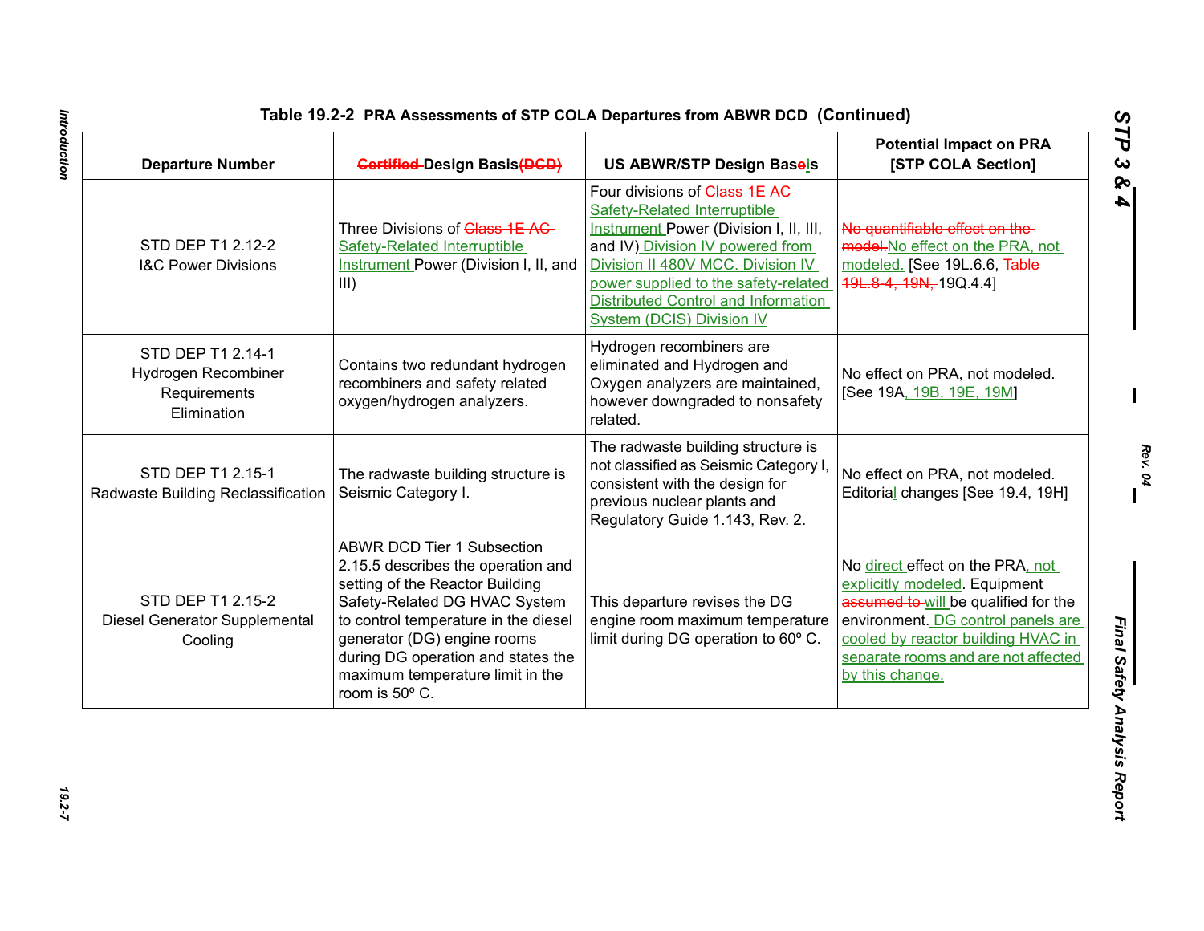**Table 19.2-2 PRA Assessments of STP COLA Departures from ABWR DCD (Continued)**

| Departure Number | Certified Design Basis(DCD) | US ABWR/STP Design Baseis | Potential Impact on PRA [STP COLA Section] |
|---|---|---|---|
| STD DEP T1 2.12-2 I&C Power Divisions | Three Divisions of Class 1E AC Safety-Related Interruptible Instrument Power (Division I, II, and III) | Four divisions of Class 1E AC Safety-Related Interruptible Instrument Power (Division I, II, III, and IV) Division IV powered from Division II 480V MCC. Division IV power supplied to the safety-related Distributed Control and Information System (DCIS) Division IV | No quantifiable effect on the model.No effect on the PRA, not modeled. [See 19L.6.6, Table 19L.8-4, 19N, 19Q.4.4] |
| STD DEP T1 2.14-1 Hydrogen Recombiner Requirements Elimination | Contains two redundant hydrogen recombiners and safety related oxygen/hydrogen analyzers. | Hydrogen recombiners are eliminated and Hydrogen and Oxygen analyzers are maintained, however downgraded to nonsafety related. | No effect on PRA, not modeled. [See 19A, 19B, 19E, 19M] |
| STD DEP T1 2.15-1 Radwaste Building Reclassification | The radwaste building structure is Seismic Category I. | The radwaste building structure is not classified as Seismic Category I, consistent with the design for previous nuclear plants and Regulatory Guide 1.143, Rev. 2. | No effect on PRA, not modeled. Editorial changes [See 19.4, 19H] |
| STD DEP T1 2.15-2 Diesel Generator Supplemental Cooling | ABWR DCD Tier 1 Subsection 2.15.5 describes the operation and setting of the Reactor Building Safety-Related DG HVAC System to control temperature in the diesel generator (DG) engine rooms during DG operation and states the maximum temperature limit in the room is 50º C. | This departure revises the DG engine room maximum temperature limit during DG operation to 60º C. | No direct effect on the PRA, not explicitly modeled. Equipment assumed to will be qualified for the environment. DG control panels are cooled by reactor building HVAC in separate rooms and are not affected by this change. |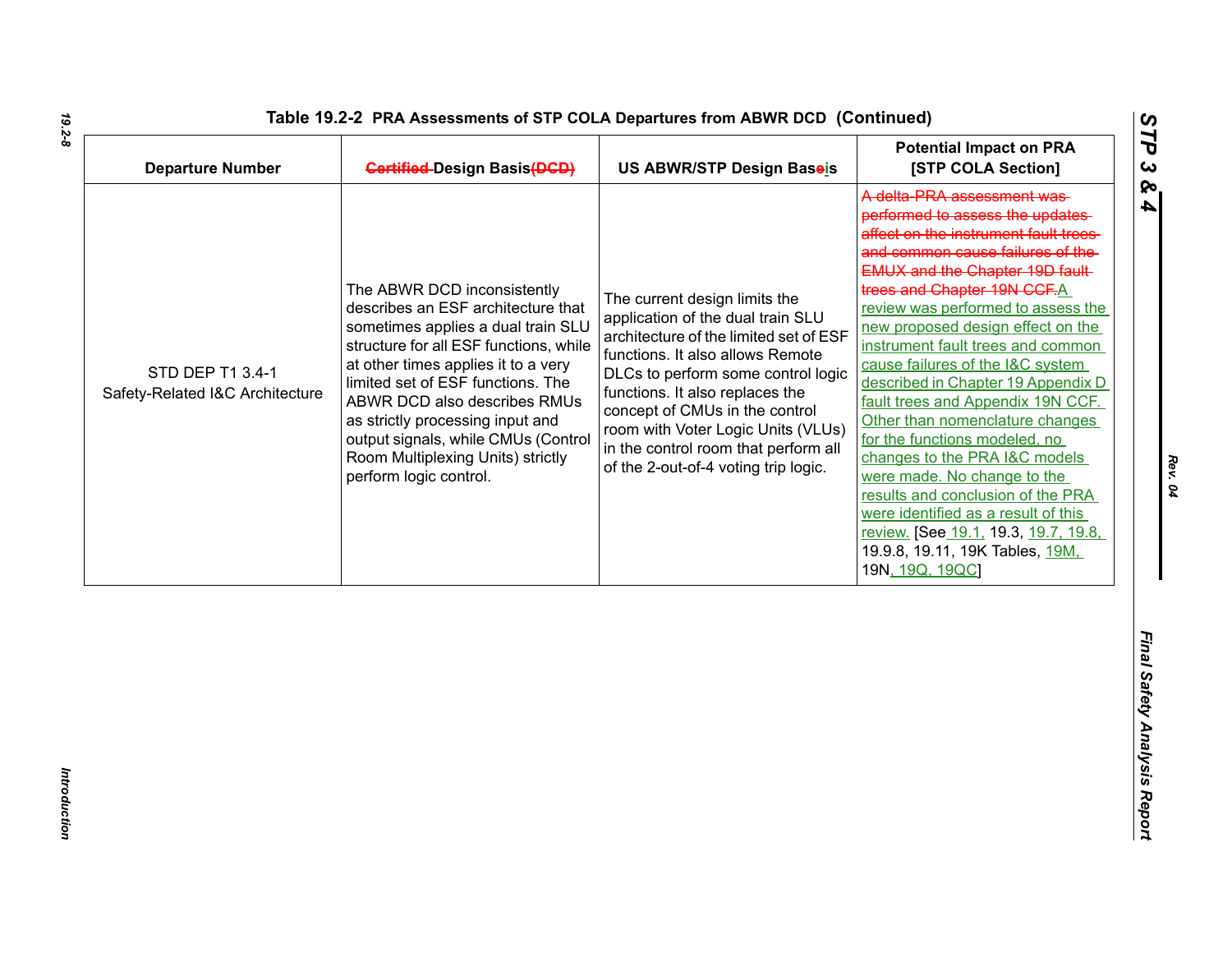# Table 19.2-2 PRA Assessments of STP COLA Departures from ABWR DCD (Continued)

| Departure Number | ~~Certified~~ Design Basis~~(DCD)~~ | US ABWR/STP Design Ba~~se~~is | Potential Impact on PRA [STP COLA Section] |
|---|---|---|---|
| STD DEP T1 3.4-1 Safety-Related I&C Architecture | The ABWR DCD inconsistently describes an ESF architecture that sometimes applies a dual train SLU structure for all ESF functions, while at other times applies it to a very limited set of ESF functions. The ABWR DCD also describes RMUs as strictly processing input and output signals, while CMUs (Control Room Multiplexing Units) strictly perform logic control. | The current design limits the application of the dual train SLU architecture of the limited set of ESF functions. It also allows Remote DLCs to perform some control logic functions. It also replaces the concept of CMUs in the control room with Voter Logic Units (VLUs) in the control room that perform all of the 2-out-of-4 voting trip logic. | ~~A delta-PRA assessment was performed to assess the updates affect on the instrument fault trees and common cause failures of the EMUX and the Chapter 19D fault trees and Chapter 19N CCF.~~A review was performed to assess the new proposed design effect on the instrument fault trees and common cause failures of the I&C system described in Chapter 19 Appendix D fault trees and Appendix 19N CCF. Other than nomenclature changes for the functions modeled, no changes to the PRA I&C models were made. No change to the results and conclusion of the PRA were identified as a result of this review. [See 19.1, 19.3, 19.7, 19.8, 19.9.8, 19.11, 19K Tables, 19M, 19N, 19Q, 19QC] |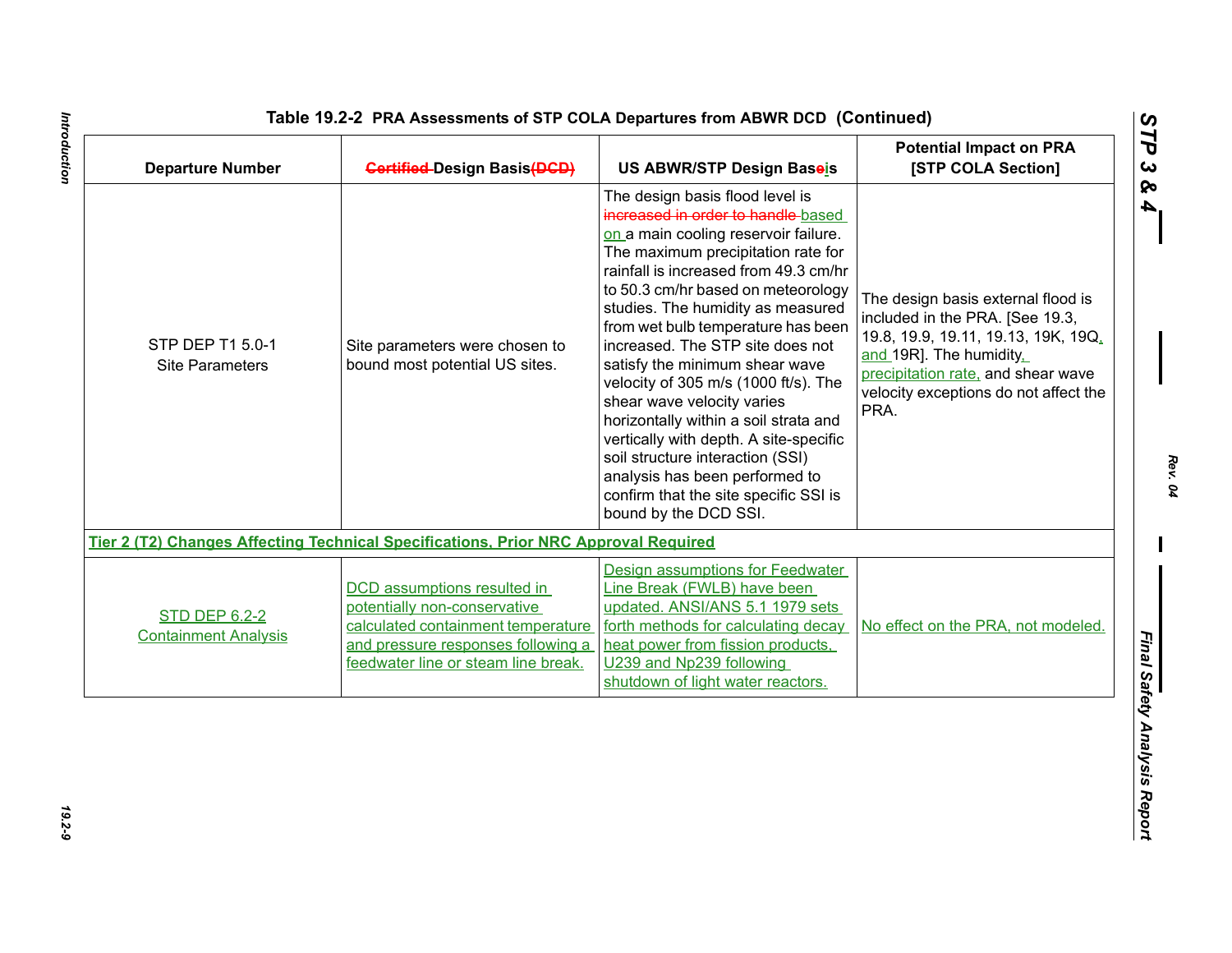## Table 19.2-2 PRA Assessments of STP COLA Departures from ABWR DCD (Continued)

| Departure Number | ~~Certified~~ Design Basis~~(DCD)~~ | US ABWR/STP Design Base~~e~~is | Potential Impact on PRA [STP COLA Section] |
|---|---|---|---|
| STP DEP T1 5.0-1 Site Parameters | Site parameters were chosen to bound most potential US sites. | The design basis flood level is ~~increased in order to handle~~ based on a main cooling reservoir failure. The maximum precipitation rate for rainfall is increased from 49.3 cm/hr to 50.3 cm/hr based on meteorology studies. The humidity as measured from wet bulb temperature has been increased. The STP site does not satisfy the minimum shear wave velocity of 305 m/s (1000 ft/s). The shear wave velocity varies horizontally within a soil strata and vertically with depth. A site-specific soil structure interaction (SSI) analysis has been performed to confirm that the site specific SSI is bound by the DCD SSI. | The design basis external flood is included in the PRA. [See 19.3, 19.8, 19.9, 19.11, 19.13, 19K, 19Q, and 19R]. The humidity, precipitation rate, and shear wave velocity exceptions do not affect the PRA. |
| **Tier 2 (T2) Changes Affecting Technical Specifications, Prior NRC Approval Required** | | | |
| STD DEP 6.2-2 Containment Analysis | DCD assumptions resulted in potentially non-conservative calculated containment temperature and pressure responses following a feedwater line or steam line break. | Design assumptions for Feedwater Line Break (FWLB) have been updated. ANSI/ANS 5.1 1979 sets forth methods for calculating decay heat power from fission products, U239 and Np239 following shutdown of light water reactors. | No effect on the PRA, not modeled. |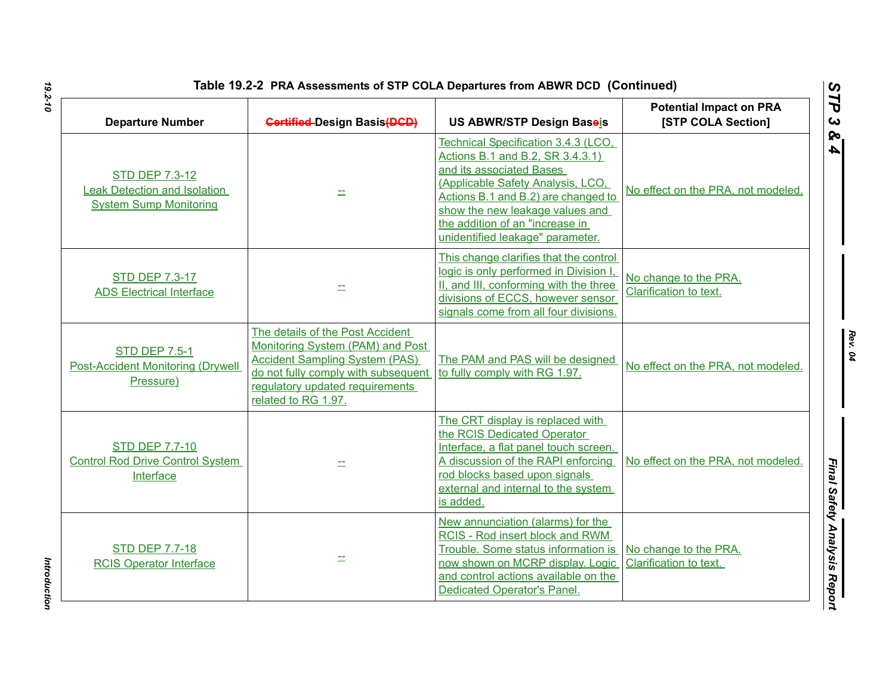**Table 19.2-2 PRA Assessments of STP COLA Departures from ABWR DCD (Continued)**

| Departure Number | ~~Certified~~ Design Basis~~(DCD)~~ | US ABWR/STP Design Basis | Potential Impact on PRA [STP COLA Section] |
|---|---|---|---|
| STD DEP 7.3-12 Leak Detection and Isolation System Sump Monitoring | -- | Technical Specification 3.4.3 (LCO, Actions B.1 and B.2, SR 3.4.3.1) and its associated Bases (Applicable Safety Analysis, LCO, Actions B.1 and B.2) are changed to show the new leakage values and the addition of an "increase in unidentified leakage" parameter. | No effect on the PRA, not modeled. |
| STD DEP 7.3-17 ADS Electrical Interface | -- | This change clarifies that the control logic is only performed in Division I, II, and III, conforming with the three divisions of ECCS, however sensor signals come from all four divisions. | No change to the PRA. Clarification to text. |
| STD DEP 7.5-1 Post-Accident Monitoring (Drywell Pressure) | The details of the Post Accident Monitoring System (PAM) and Post Accident Sampling System (PAS) do not fully comply with subsequent regulatory updated requirements related to RG 1.97. | The PAM and PAS will be designed to fully comply with RG 1.97. | No effect on the PRA, not modeled. |
| STD DEP 7.7-10 Control Rod Drive Control System Interface | -- | The CRT display is replaced with the RCIS Dedicated Operator Interface, a flat panel touch screen. A discussion of the RAPI enforcing rod blocks based upon signals external and internal to the system is added. | No effect on the PRA, not modeled. |
| STD DEP 7.7-18 RCIS Operator Interface | -- | New annunciation (alarms) for the RCIS - Rod insert block and RWM Trouble. Some status information is now shown on MCRP display. Logic and control actions available on the Dedicated Operator's Panel. | No change to the PRA. Clarification to text. |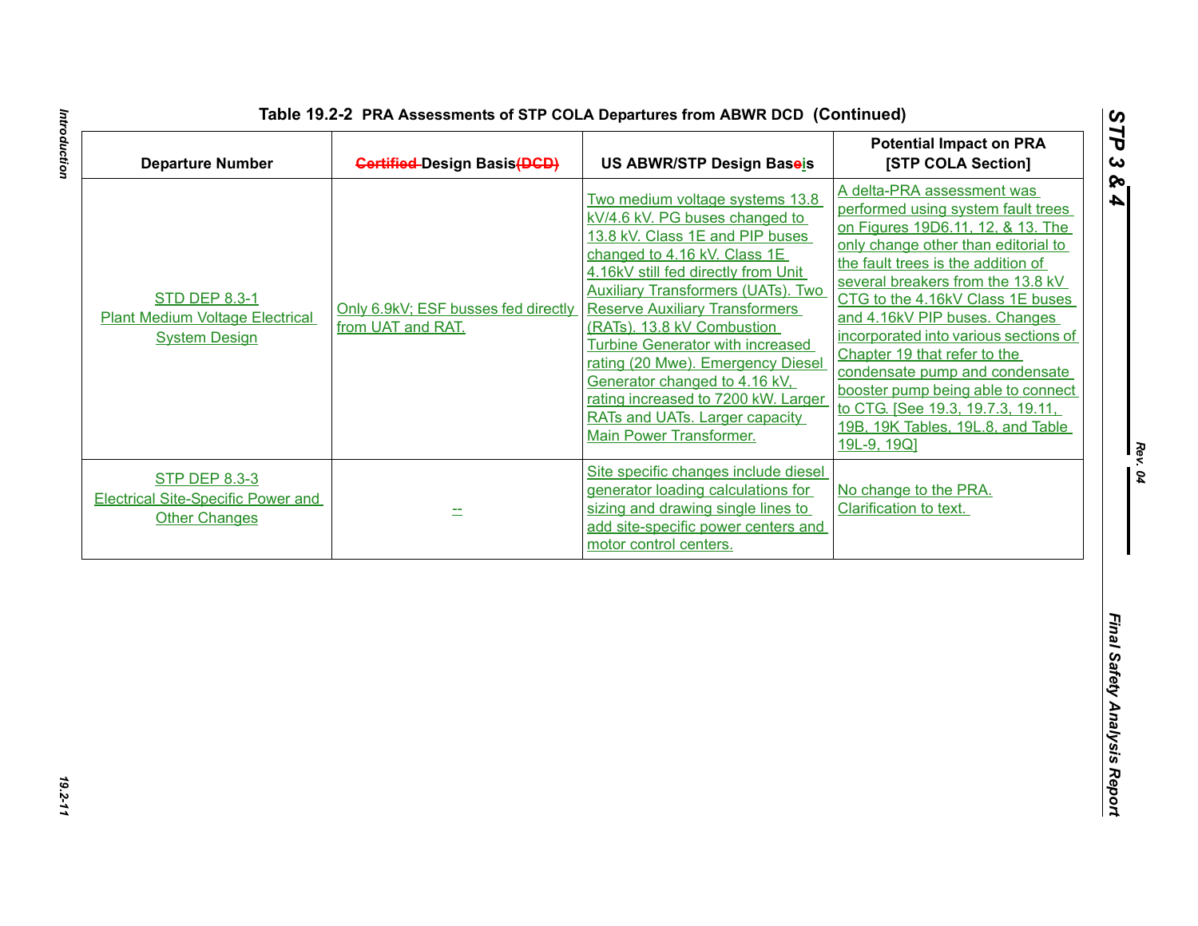**Table 19.2-2 PRA Assessments of STP COLA Departures from ABWR DCD (Continued)**

| Departure Number | ~~Certified~~ Design Basis~~(DCD)~~ | US ABWR/STP Design Baseis | Potential Impact on PRA [STP COLA Section] |
|---|---|---|---|
| STD DEP 8.3-1 Plant Medium Voltage Electrical System Design | Only 6.9kV; ESF busses fed directly from UAT and RAT. | Two medium voltage systems 13.8 kV/4.6 kV. PG buses changed to 13.8 kV. Class 1E and PIP buses changed to 4.16 kV. Class 1E 4.16kV still fed directly from Unit Auxiliary Transformers (UATs). Two Reserve Auxiliary Transformers (RATs). 13.8 kV Combustion Turbine Generator with increased rating (20 Mwe). Emergency Diesel Generator changed to 4.16 kV, rating increased to 7200 kW. Larger RATs and UATs. Larger capacity Main Power Transformer. | A delta-PRA assessment was performed using system fault trees on Figures 19D6.11, 12, & 13. The only change other than editorial to the fault trees is the addition of several breakers from the 13.8 kV CTG to the 4.16kV Class 1E buses and 4.16kV PIP buses. Changes incorporated into various sections of Chapter 19 that refer to the condensate pump and condensate booster pump being able to connect to CTG. [See 19.3, 19.7.3, 19.11, 19B, 19K Tables, 19L.8, and Table 19L-9, 19Q] |
| STP DEP 8.3-3 Electrical Site-Specific Power and Other Changes | -- | Site specific changes include diesel generator loading calculations for sizing and drawing single lines to add site-specific power centers and motor control centers. | No change to the PRA. Clarification to text. |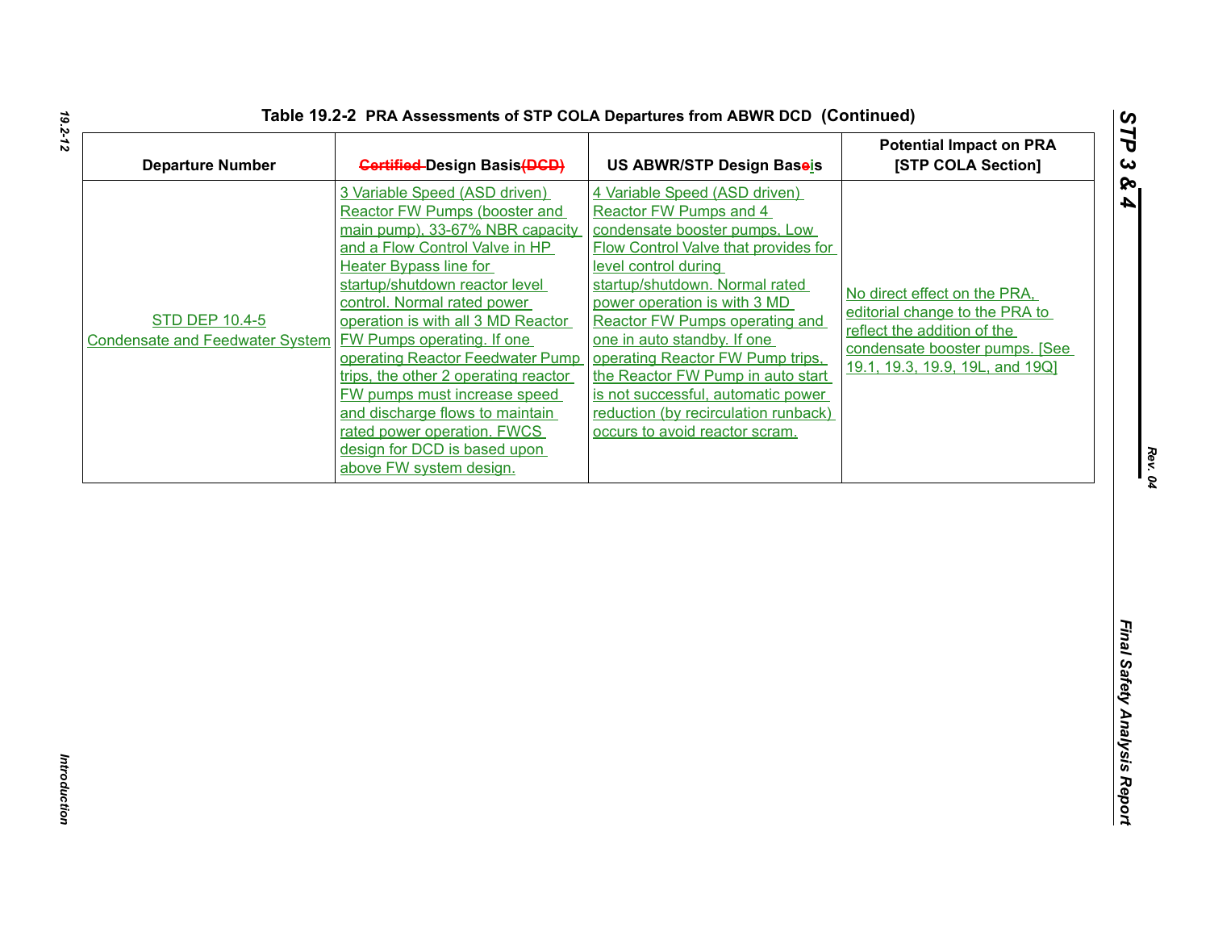**Table 19.2-2 PRA Assessments of STP COLA Departures from ABWR DCD (Continued)**

| Departure Number | ~~Certified~~ Design Basis~~(DCD)~~ | US ABWR/STP Design Bas~~e~~is | Potential Impact on PRA [STP COLA Section] |
|---|---|---|---|
| STD DEP 10.4-5 Condensate and Feedwater System | 3 Variable Speed (ASD driven) Reactor FW Pumps (booster and main pump), 33-67% NBR capacity and a Flow Control Valve in HP Heater Bypass line for startup/shutdown reactor level control. Normal rated power operation is with all 3 MD Reactor FW Pumps operating. If one operating Reactor Feedwater Pump trips, the other 2 operating reactor FW pumps must increase speed and discharge flows to maintain rated power operation. FWCS design for DCD is based upon above FW system design. | 4 Variable Speed (ASD driven) Reactor FW Pumps and 4 condensate booster pumps, Low Flow Control Valve that provides for level control during startup/shutdown. Normal rated power operation is with 3 MD Reactor FW Pumps operating and one in auto standby. If one operating Reactor FW Pump trips, the Reactor FW Pump in auto start is not successful, automatic power reduction (by recirculation runback) occurs to avoid reactor scram. | No direct effect on the PRA, editorial change to the PRA to reflect the addition of the condensate booster pumps. [See 19.1, 19.3, 19.9, 19L, and 19Q] |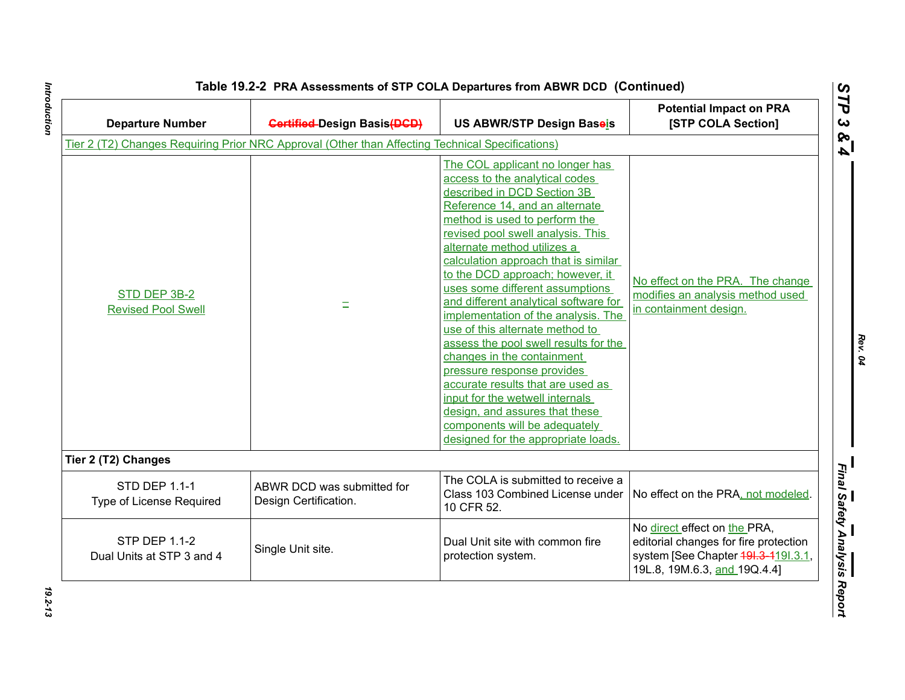**Table 19.2-2 PRA Assessments of STP COLA Departures from ABWR DCD (Continued)**

| Departure Number | Certified Design Basis(DCD) | US ABWR/STP Design Basei s | Potential Impact on PRA [STP COLA Section] |
|---|---|---|---|
| Tier 2 (T2) Changes Requiring Prior NRC Approval (Other than Affecting Technical Specifications) | | | |
| STD DEP 3B-2<br>Revised Pool Swell | – | The COL applicant no longer has access to the analytical codes described in DCD Section 3B Reference 14, and an alternate method is used to perform the revised pool swell analysis. This alternate method utilizes a calculation approach that is similar to the DCD approach; however, it uses some different assumptions and different analytical software for implementation of the analysis. The use of this alternate method to assess the pool swell results for the changes in the containment pressure response provides accurate results that are used as input for the wetwell internals design, and assures that these components will be adequately designed for the appropriate loads. | No effect on the PRA. The change modifies an analysis method used in containment design. |
| **Tier 2 (T2) Changes** | | | |
| STD DEP 1.1-1<br>Type of License Required | ABWR DCD was submitted for Design Certification. | The COLA is submitted to receive a Class 103 Combined License under 10 CFR 52. | No effect on the PRA, not modeled. |
| STP DEP 1.1-2<br>Dual Units at STP 3 and 4 | Single Unit site. | Dual Unit site with common fire protection system. | No direct effect on the PRA, editorial changes for fire protection system [See Chapter 19I.3-1 19I.3.1, 19L.8, 19M.6.3, and 19Q.4.4] |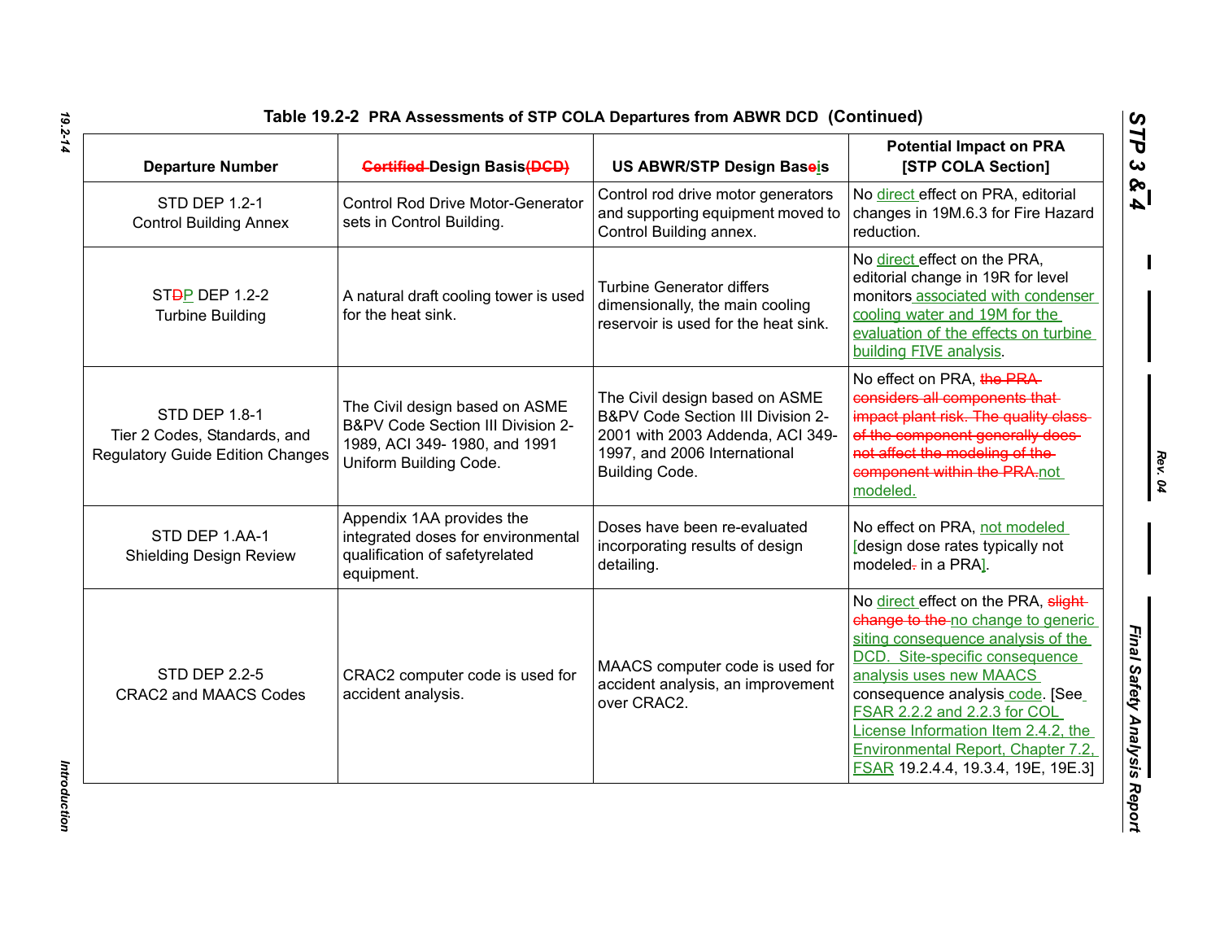Table 19.2-2 PRA Assessments of STP COLA Departures from ABWR DCD (Continued)

| Departure Number | Certified Design Basis(DCD) | US ABWR/STP Design Baseis | Potential Impact on PRA [STP COLA Section] |
|---|---|---|---|
| STD DEP 1.2-1 Control Building Annex | Control Rod Drive Motor-Generator sets in Control Building. | Control rod drive motor generators and supporting equipment moved to Control Building annex. | No direct effect on PRA, editorial changes in 19M.6.3 for Fire Hazard reduction. |
| STDP DEP 1.2-2 Turbine Building | A natural draft cooling tower is used for the heat sink. | Turbine Generator differs dimensionally, the main cooling reservoir is used for the heat sink. | No direct effect on the PRA, editorial change in 19R for level monitors associated with condenser cooling water and 19M for the evaluation of the effects on turbine building FIVE analysis. |
| STD DEP 1.8-1 Tier 2 Codes, Standards, and Regulatory Guide Edition Changes | The Civil design based on ASME B&PV Code Section III Division 2-1989, ACI 349- 1980, and 1991 Uniform Building Code. | The Civil design based on ASME B&PV Code Section III Division 2-2001 with 2003 Addenda, ACI 349-1997, and 2006 International Building Code. | No effect on PRA, the PRA considers all components that impact plant risk. The quality class of the component generally does not affect the modeling of the component within the PRA.not modeled. |
| STD DEP 1.AA-1 Shielding Design Review | Appendix 1AA provides the integrated doses for environmental qualification of safetyrelated equipment. | Doses have been re-evaluated incorporating results of design detailing. | No effect on PRA, not modeled [design dose rates typically not modeled. in a PRA]. |
| STD DEP 2.2-5 CRAC2 and MAACS Codes | CRAC2 computer code is used for accident analysis. | MAACS computer code is used for accident analysis, an improvement over CRAC2. | No direct effect on the PRA, slight change to the no change to generic siting consequence analysis of the DCD. Site-specific consequence analysis uses new MAACS consequence analysis code. [See FSAR 2.2.2 and 2.2.3 for COL License Information Item 2.4.2, the Environmental Report, Chapter 7.2, FSAR 19.2.4.4, 19.3.4, 19E, 19E.3] |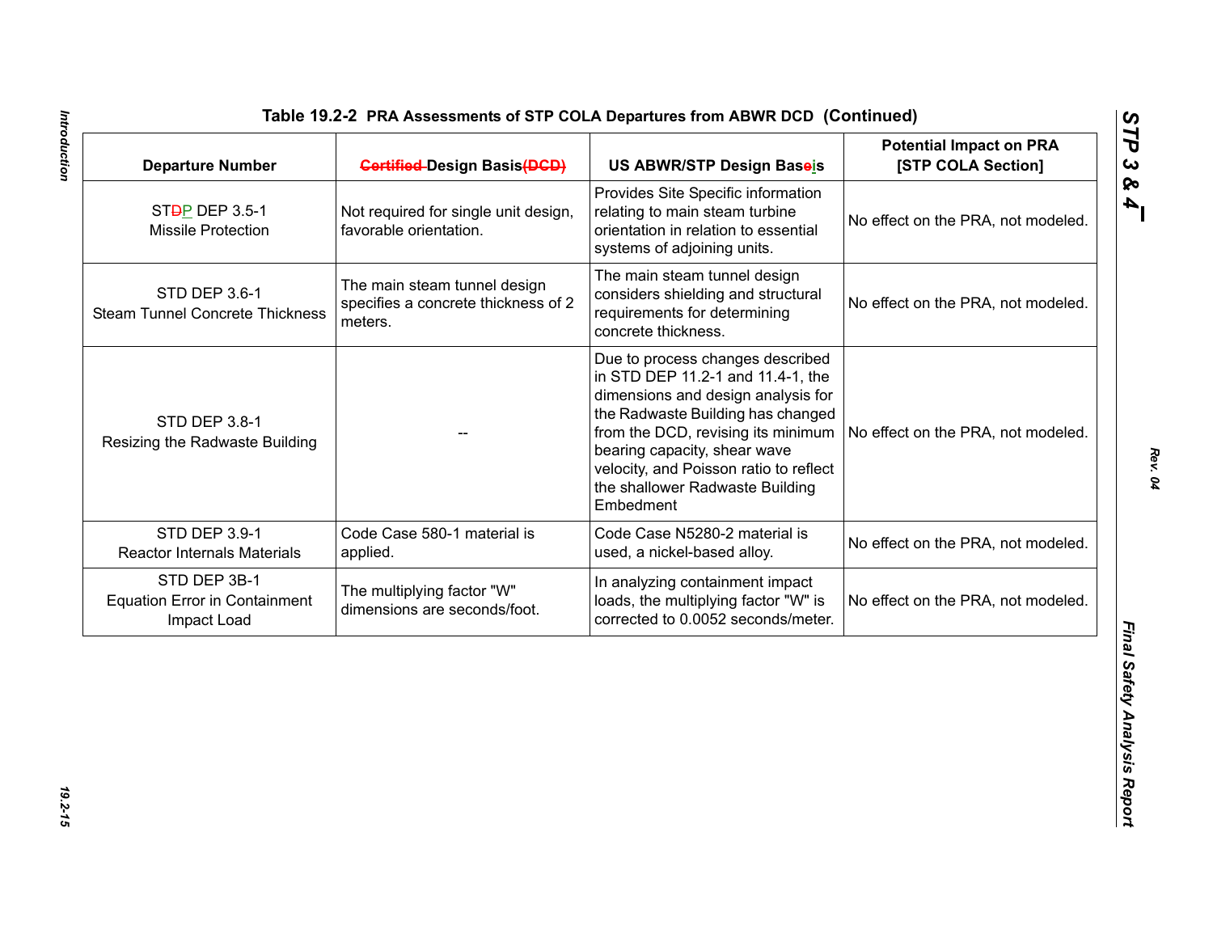**Table 19.2-2 PRA Assessments of STP COLA Departures from ABWR DCD (Continued)**

| Departure Number | ~~Certified~~ Design Basis~~(DCD)~~ | US ABWR/STP Design Baseis | Potential Impact on PRA [STP COLA Section] |
|---|---|---|---|
| ST~~D~~P DEP 3.5-1 Missile Protection | Not required for single unit design, favorable orientation. | Provides Site Specific information relating to main steam turbine orientation in relation to essential systems of adjoining units. | No effect on the PRA, not modeled. |
| STD DEP 3.6-1 Steam Tunnel Concrete Thickness | The main steam tunnel design specifies a concrete thickness of 2 meters. | The main steam tunnel design considers shielding and structural requirements for determining concrete thickness. | No effect on the PRA, not modeled. |
| STD DEP 3.8-1 Resizing the Radwaste Building | -- | Due to process changes described in STD DEP 11.2-1 and 11.4-1, the dimensions and design analysis for the Radwaste Building has changed from the DCD, revising its minimum bearing capacity, shear wave velocity, and Poisson ratio to reflect the shallower Radwaste Building Embedment | No effect on the PRA, not modeled. |
| STD DEP 3.9-1 Reactor Internals Materials | Code Case 580-1 material is applied. | Code Case N5280-2 material is used, a nickel-based alloy. | No effect on the PRA, not modeled. |
| STD DEP 3B-1 Equation Error in Containment Impact Load | The multiplying factor "W" dimensions are seconds/foot. | In analyzing containment impact loads, the multiplying factor "W" is corrected to 0.0052 seconds/meter. | No effect on the PRA, not modeled. |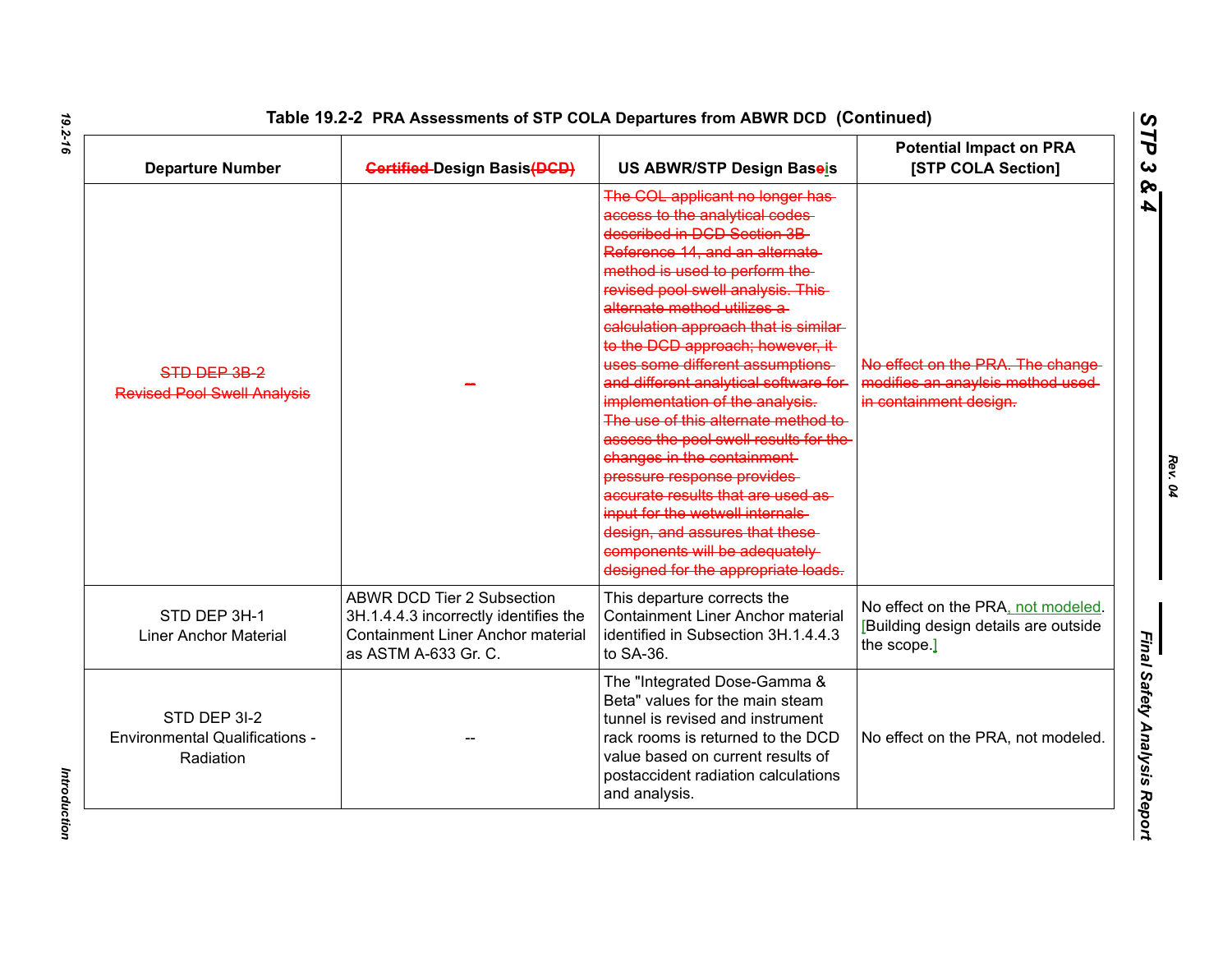## Table 19.2-2 PRA Assessments of STP COLA Departures from ABWR DCD (Continued)

| Departure Number | ~~Certified~~ Design Basis~~(DCD)~~ | US ABWR/STP Design Baseis | Potential Impact on PRA [STP COLA Section] |
|---|---|---|---|
| ~~STD DEP 3B-2 Revised Pool Swell Analysis~~ | ~~--~~ | ~~The COL applicant no longer has access to the analytical codes described in DCD Section 3B Reference 14, and an alternate method is used to perform the revised pool swell analysis. This alternate method utilizes a calculation approach that is similar to the DCD approach; however, it uses some different assumptions and different analytical software for implementation of the analysis. The use of this alternate method to assess the pool swell results for the changes in the containment pressure response provides accurate results that are used as input for the wetwell internals design, and assures that these components will be adequately designed for the appropriate loads.~~ | ~~No effect on the PRA. The change modifies an anaylsis method used in containment design.~~ |
| STD DEP 3H-1 Liner Anchor Material | ABWR DCD Tier 2 Subsection 3H.1.4.4.3 incorrectly identifies the Containment Liner Anchor material as ASTM A-633 Gr. C. | This departure corrects the Containment Liner Anchor material identified in Subsection 3H.1.4.4.3 to SA-36. | No effect on the PRA, not modeled. [Building design details are outside the scope.] |
| STD DEP 3I-2 Environmental Qualifications - Radiation | -- | The "Integrated Dose-Gamma & Beta" values for the main steam tunnel is revised and instrument rack rooms is returned to the DCD value based on current results of postaccident radiation calculations and analysis. | No effect on the PRA, not modeled. |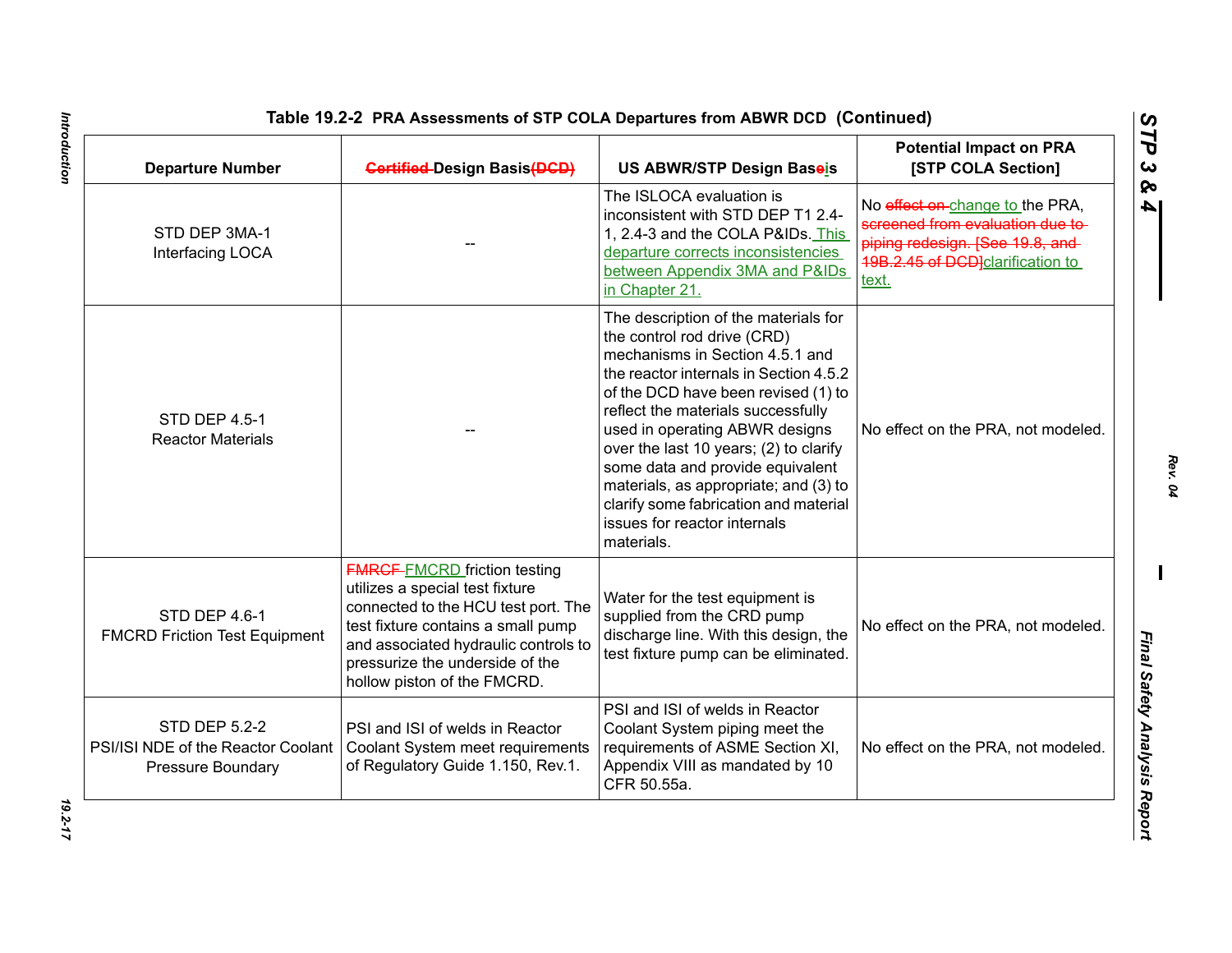**Table 19.2-2 PRA Assessments of STP COLA Departures from ABWR DCD (Continued)**

| Departure Number | ~~Certified~~ Design Basis~~(DCD)~~ | US ABWR/STP Design Base~~e~~is | Potential Impact on PRA [STP COLA Section] |
|---|---|---|---|
| STD DEP 3MA-1 Interfacing LOCA | -- | The ISLOCA evaluation is inconsistent with STD DEP T1 2.4-1, 2.4-3 and the COLA P&IDs. This departure corrects inconsistencies between Appendix 3MA and P&IDs in Chapter 21. | No ~~effect on~~ change to the PRA, ~~screened from evaluation due to piping redesign. [See 19.8, and 19B.2.45 of DCD]~~ clarification to text. |
| STD DEP 4.5-1 Reactor Materials | -- | The description of the materials for the control rod drive (CRD) mechanisms in Section 4.5.1 and the reactor internals in Section 4.5.2 of the DCD have been revised (1) to reflect the materials successfully used in operating ABWR designs over the last 10 years; (2) to clarify some data and provide equivalent materials, as appropriate; and (3) to clarify some fabrication and material issues for reactor internals materials. | No effect on the PRA, not modeled. |
| STD DEP 4.6-1 FMCRD Friction Test Equipment | ~~FMRCF~~ FMCRD friction testing utilizes a special test fixture connected to the HCU test port. The test fixture contains a small pump and associated hydraulic controls to pressurize the underside of the hollow piston of the FMCRD. | Water for the test equipment is supplied from the CRD pump discharge line. With this design, the test fixture pump can be eliminated. | No effect on the PRA, not modeled. |
| STD DEP 5.2-2 PSI/ISI NDE of the Reactor Coolant Pressure Boundary | PSI and ISI of welds in Reactor Coolant System meet requirements of Regulatory Guide 1.150, Rev.1. | PSI and ISI of welds in Reactor Coolant System piping meet the requirements of ASME Section XI, Appendix VIII as mandated by 10 CFR 50.55a. | No effect on the PRA, not modeled. |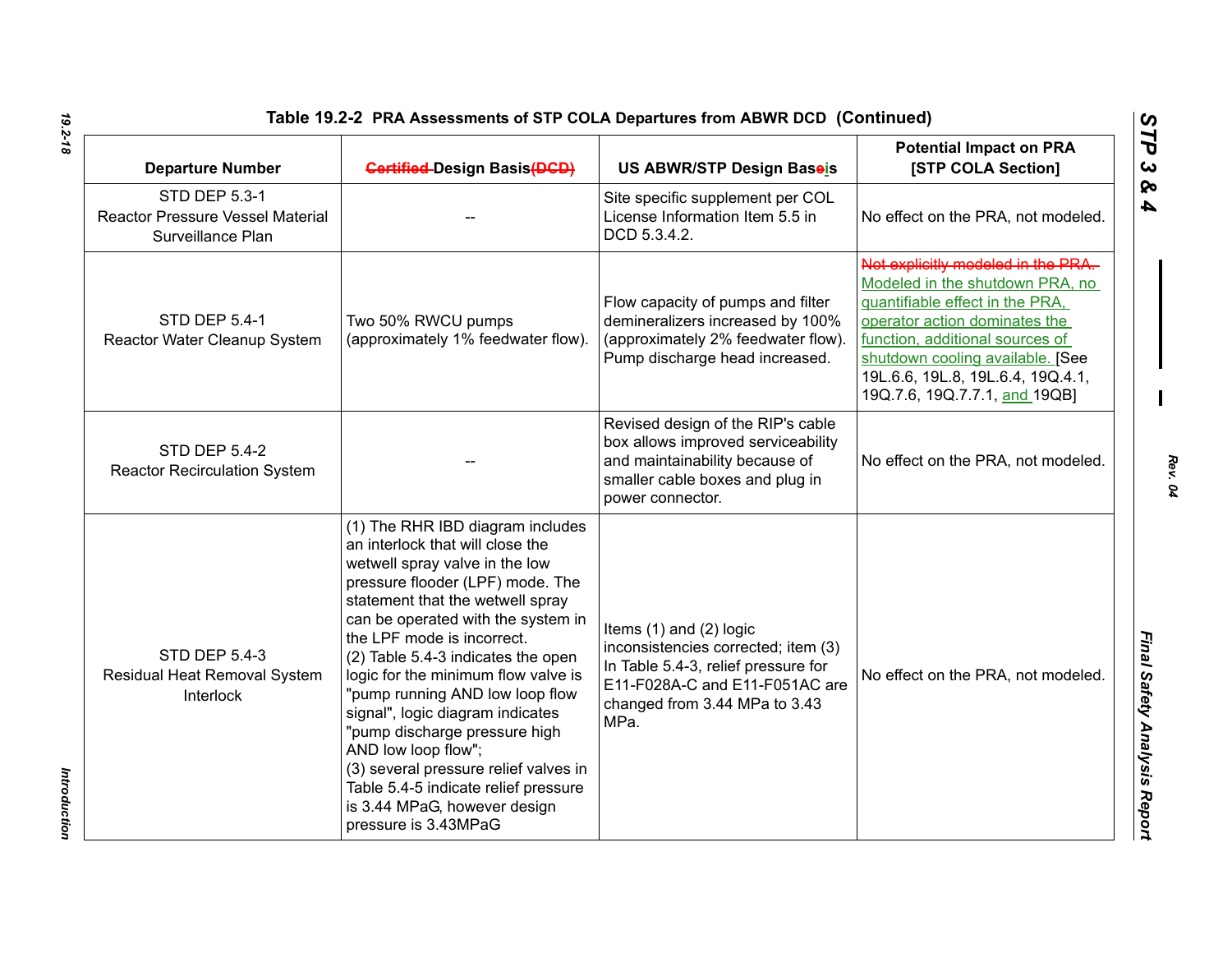Table 19.2-2 PRA Assessments of STP COLA Departures from ABWR DCD (Continued)

| Departure Number | ~~Certified~~ Design Basis~~(DCD)~~ | US ABWR/STP Design Baseis | Potential Impact on PRA [STP COLA Section] |
|---|---|---|---|
| STD DEP 5.3-1 Reactor Pressure Vessel Material Surveillance Plan | -- | Site specific supplement per COL License Information Item 5.5 in DCD 5.3.4.2. | No effect on the PRA, not modeled. |
| STD DEP 5.4-1 Reactor Water Cleanup System | Two 50% RWCU pumps (approximately 1% feedwater flow). | Flow capacity of pumps and filter demineralizers increased by 100% (approximately 2% feedwater flow). Pump discharge head increased. | ~~Not explicitly modeled in the PRA.~~ Modeled in the shutdown PRA, no quantifiable effect in the PRA, operator action dominates the function, additional sources of shutdown cooling available. [See 19L.6.6, 19L.8, 19L.6.4, 19Q.4.1, 19Q.7.6, 19Q.7.7.1, and 19QB] |
| STD DEP 5.4-2 Reactor Recirculation System | -- | Revised design of the RIP's cable box allows improved serviceability and maintainability because of smaller cable boxes and plug in power connector. | No effect on the PRA, not modeled. |
| STD DEP 5.4-3 Residual Heat Removal System Interlock | (1) The RHR IBD diagram includes an interlock that will close the wetwell spray valve in the low pressure flooder (LPF) mode. The statement that the wetwell spray can be operated with the system in the LPF mode is incorrect.<br>(2) Table 5.4-3 indicates the open logic for the minimum flow valve is "pump running AND low flow signal", logic diagram indicates "pump discharge pressure high AND low loop flow";<br>(3) several pressure relief valves in Table 5.4-5 indicate relief pressure is 3.44 MPaG, however design pressure is 3.43MPaG | Items (1) and (2) logic inconsistencies corrected; item (3) In Table 5.4-3, relief pressure for E11-F028A-C and E11-F051AC are changed from 3.44 MPa to 3.43 MPa. | No effect on the PRA, not modeled. |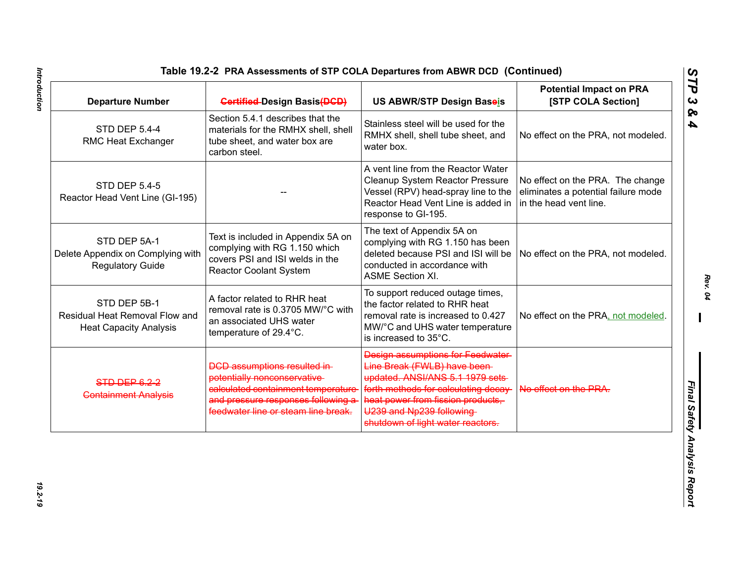**Table 19.2-2 PRA Assessments of STP COLA Departures from ABWR DCD (Continued)**

| Departure Number | ~~Certified~~ Design Basis~~(DCD)~~ | US ABWR/STP Design Basis | Potential Impact on PRA [STP COLA Section] |
|---|---|---|---|
| STD DEP 5.4-4 RMC Heat Exchanger | Section 5.4.1 describes that the materials for the RMHX shell, shell tube sheet, and water box are carbon steel. | Stainless steel will be used for the RMHX shell, shell tube sheet, and water box. | No effect on the PRA, not modeled. |
| STD DEP 5.4-5 Reactor Head Vent Line (GI-195) | -- | A vent line from the Reactor Water Cleanup System Reactor Pressure Vessel (RPV) head-spray line to the Reactor Head Vent Line is added in response to GI-195. | No effect on the PRA. The change eliminates a potential failure mode in the head vent line. |
| STD DEP 5A-1 Delete Appendix on Complying with Regulatory Guide | Text is included in Appendix 5A on complying with RG 1.150 which covers PSI and ISI welds in the Reactor Coolant System | The text of Appendix 5A on complying with RG 1.150 has been deleted because PSI and ISI will be conducted in accordance with ASME Section XI. | No effect on the PRA, not modeled. |
| STD DEP 5B-1 Residual Heat Removal Flow and Heat Capacity Analysis | A factor related to RHR heat removal rate is 0.3705 MW/°C with an associated UHS water temperature of 29.4°C. | To support reduced outage times, the factor related to RHR heat removal rate is increased to 0.427 MW/°C and UHS water temperature is increased to 35°C. | No effect on the PRA, not modeled. |
| ~~STD DEP 6.2-2 Containment Analysis~~ | ~~DCD assumptions resulted in potentially nonconservative calculated containment temperature and pressure responses following a feedwater line or steam line break.~~ | ~~Design assumptions for Feedwater Line Break (FWLB) have been updated. ANSI/ANS 5.1 1979 sets forth methods for calculating decay heat power from fission products, U239 and Np239 following shutdown of light water reactors.~~ | ~~No effect on the PRA.~~ |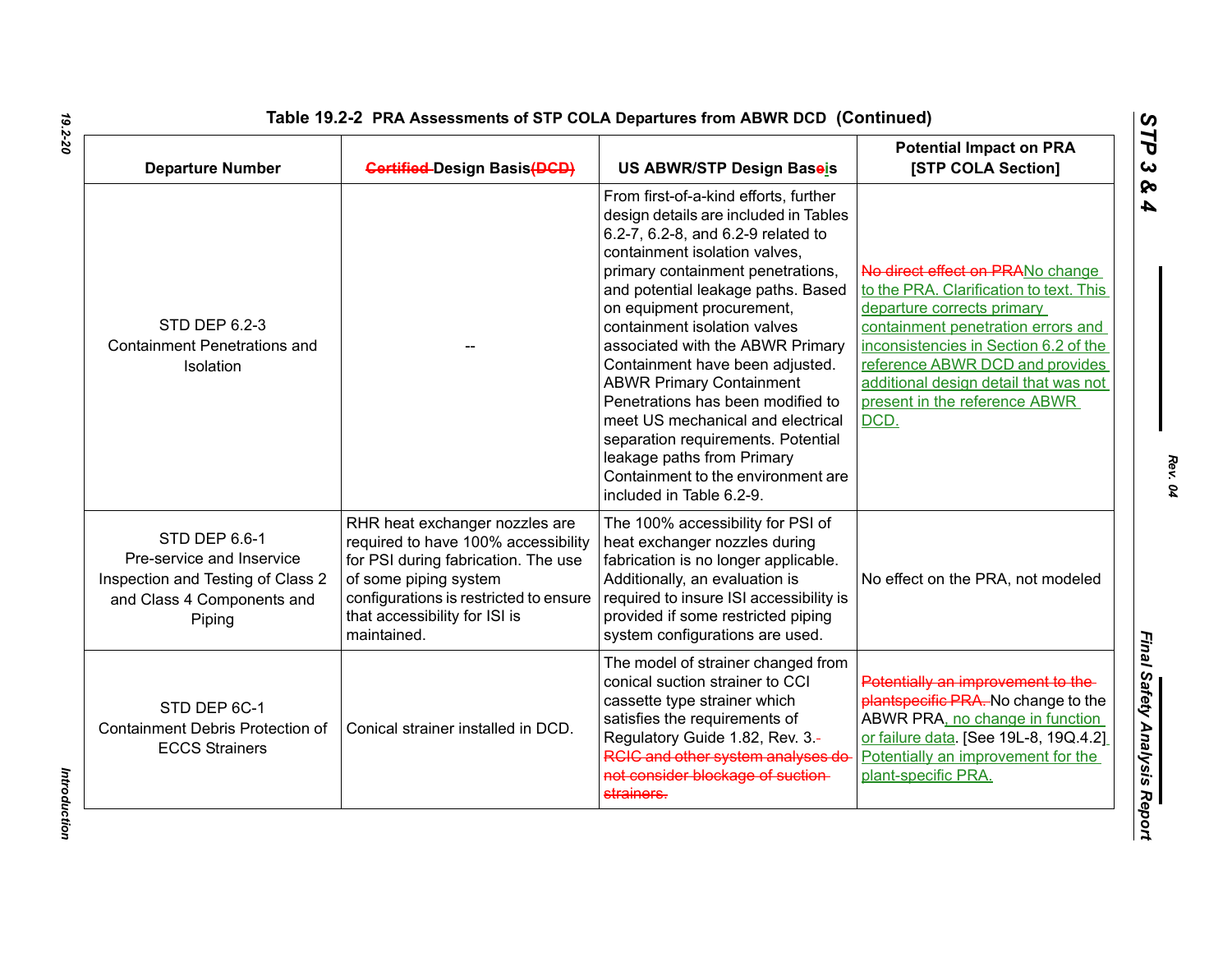**Table 19.2-2 PRA Assessments of STP COLA Departures from ABWR DCD (Continued)**

| Departure Number | ~~Certified~~ Design Basis~~(DCD)~~ | US ABWR/STP Design Bas~~e~~is | Potential Impact on PRA [STP COLA Section] |
|---|---|---|---|
| STD DEP 6.2-3 Containment Penetrations and Isolation | -- | From first-of-a-kind efforts, further design details are included in Tables 6.2-7, 6.2-8, and 6.2-9 related to containment isolation valves, primary containment penetrations, and potential leakage paths. Based on equipment procurement, containment isolation valves associated with the ABWR Primary Containment have been adjusted. ABWR Primary Containment Penetrations has been modified to meet US mechanical and electrical separation requirements. Potential leakage paths from Primary Containment to the environment are included in Table 6.2-9. | ~~No direct effect on PRA~~No change to the PRA. Clarification to text. This departure corrects primary containment penetration errors and inconsistencies in Section 6.2 of the reference ABWR DCD and provides additional design detail that was not present in the reference ABWR DCD. |
| STD DEP 6.6-1 Pre-service and Inservice Inspection and Testing of Class 2 and Class 4 Components and Piping | RHR heat exchanger nozzles are required to have 100% accessibility for PSI during fabrication. The use of some piping system configurations is restricted to ensure that accessibility for ISI is maintained. | The 100% accessibility for PSI of heat exchanger nozzles during fabrication is no longer applicable. Additionally, an evaluation is required to insure ISI accessibility is provided if some restricted piping system configurations are used. | No effect on the PRA, not modeled |
| STD DEP 6C-1 Containment Debris Protection of ECCS Strainers | Conical strainer installed in DCD. | The model of strainer changed from conical suction strainer to CCI cassette type strainer which satisfies the requirements of Regulatory Guide 1.82, Rev. 3. ~~RCIC and other system analyses do not consider blockage of suction strainers.~~ | ~~Potentially an improvement to the plantspecific PRA.~~ No change to the ABWR PRA, no change in function or failure data. [See 19L-8, 19Q.4.2] Potentially an improvement for the plant-specific PRA. |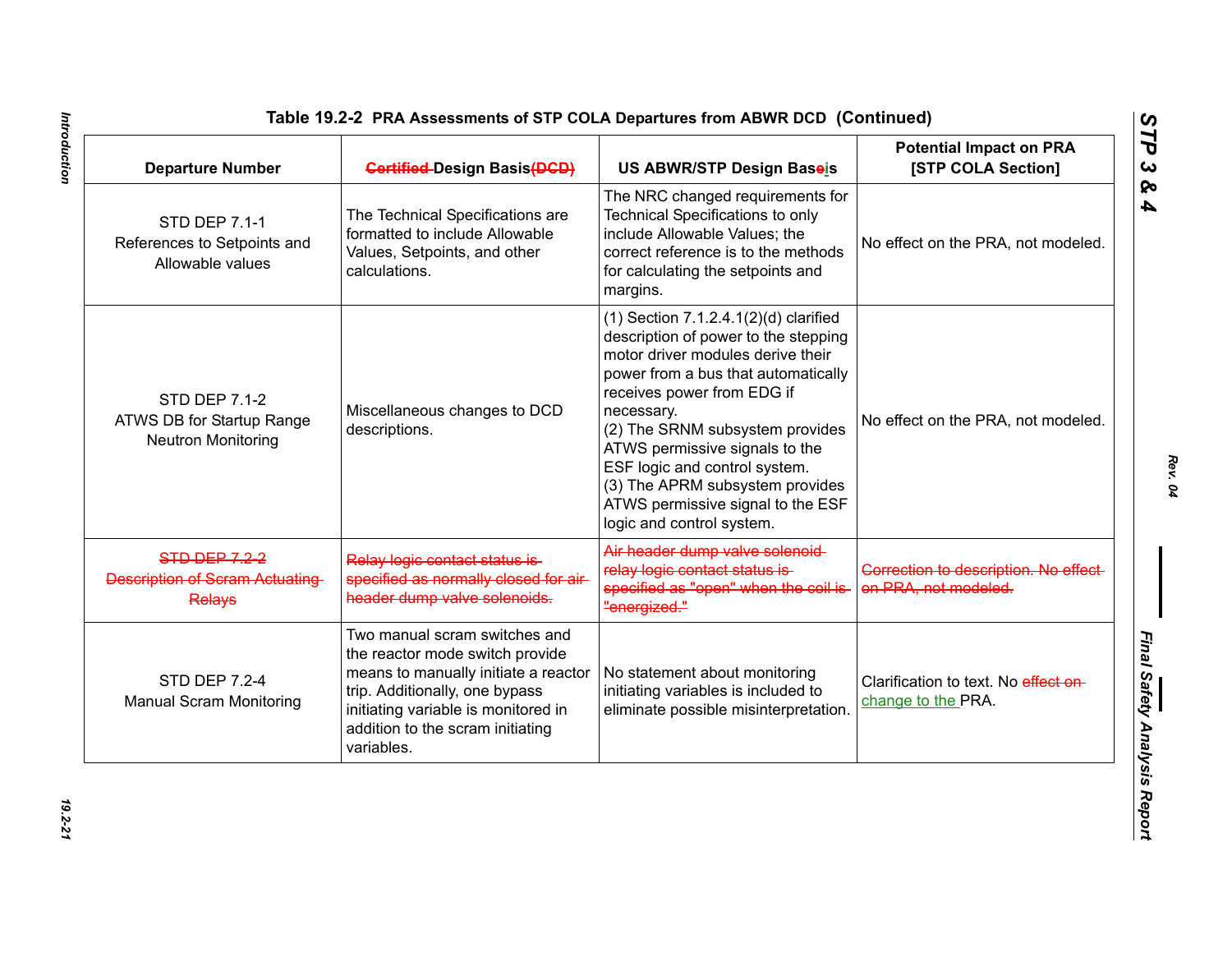**Table 19.2-2 PRA Assessments of STP COLA Departures from ABWR DCD (Continued)**

| Departure Number | ~~Certified~~ Design Basis~~(DCD)~~ | US ABWR/STP Design Baseis | Potential Impact on PRA [STP COLA Section] |
|---|---|---|---|
| STD DEP 7.1-1 References to Setpoints and Allowable values | The Technical Specifications are formatted to include Allowable Values, Setpoints, and other calculations. | The NRC changed requirements for Technical Specifications to only include Allowable Values; the correct reference is to the methods for calculating the setpoints and margins. | No effect on the PRA, not modeled. |
| STD DEP 7.1-2 ATWS DB for Startup Range Neutron Monitoring | Miscellaneous changes to DCD descriptions. | (1) Section 7.1.2.4.1(2)(d) clarified description of power to the stepping motor driver modules derive their power from a bus that automatically receives power from EDG if necessary.<br>(2) The SRNM subsystem provides ATWS permissive signals to the ESF logic and control system.<br>(3) The APRM subsystem provides ATWS permissive signal to the ESF logic and control system. | No effect on the PRA, not modeled. |
| ~~STD DEP 7.2-2 Description of Scram Actuating Relays~~ | ~~Relay logic contact status is specified as normally closed for air header dump valve solenoids.~~ | ~~Air header dump valve solenoid relay logic contact status is specified as "open" when the coil is "energized."~~ | ~~Correction to description. No effect on PRA, not modeled.~~ |
| STD DEP 7.2-4 Manual Scram Monitoring | Two manual scram switches and the reactor mode switch provide means to manually initiate a reactor trip. Additionally, one bypass initiating variable is monitored in addition to the scram initiating variables. | No statement about monitoring initiating variables is included to eliminate possible misinterpretation. | Clarification to text. No ~~effect on~~ change to the PRA. |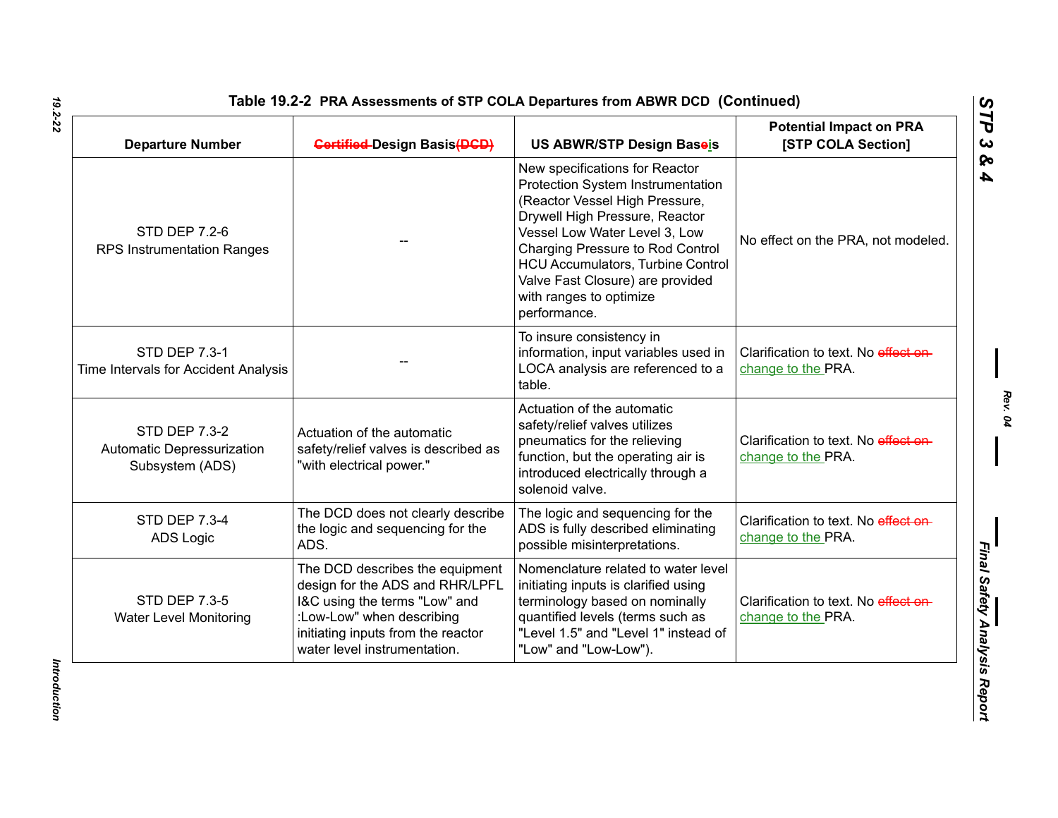**Table 19.2-2 PRA Assessments of STP COLA Departures from ABWR DCD (Continued)**

| Departure Number | ~~Certified~~ Design Basis~~(DCD)~~ | US ABWR/STP Design Baseis | Potential Impact on PRA [STP COLA Section] |
|---|---|---|---|
| STD DEP 7.2-6 RPS Instrumentation Ranges | -- | New specifications for Reactor Protection System Instrumentation (Reactor Vessel High Pressure, Drywell High Pressure, Reactor Vessel Low Water Level 3, Low Charging Pressure to Rod Control HCU Accumulators, Turbine Control Valve Fast Closure) are provided with ranges to optimize performance. | No effect on the PRA, not modeled. |
| STD DEP 7.3-1 Time Intervals for Accident Analysis | -- | To insure consistency in information, input variables used in LOCA analysis are referenced to a table. | Clarification to text. No ~~effect on~~ change to the PRA. |
| STD DEP 7.3-2 Automatic Depressurization Subsystem (ADS) | Actuation of the automatic safety/relief valves is described as "with electrical power." | Actuation of the automatic safety/relief valves utilizes pneumatics for the relieving function, but the operating air is introduced electrically through a solenoid valve. | Clarification to text. No ~~effect on~~ change to the PRA. |
| STD DEP 7.3-4 ADS Logic | The DCD does not clearly describe the logic and sequencing for the ADS. | The logic and sequencing for the ADS is fully described eliminating possible misinterpretations. | Clarification to text. No ~~effect on~~ change to the PRA. |
| STD DEP 7.3-5 Water Level Monitoring | The DCD describes the equipment design for the ADS and RHR/LPFL I&C using the terms "Low" and :Low-Low" when describing initiating inputs from the reactor water level instrumentation. | Nomenclature related to water level initiating inputs is clarified using terminology based on nominally quantified levels (terms such as "Level 1.5" and "Level 1" instead of "Low" and "Low-Low"). | Clarification to text. No ~~effect on~~ change to the PRA. |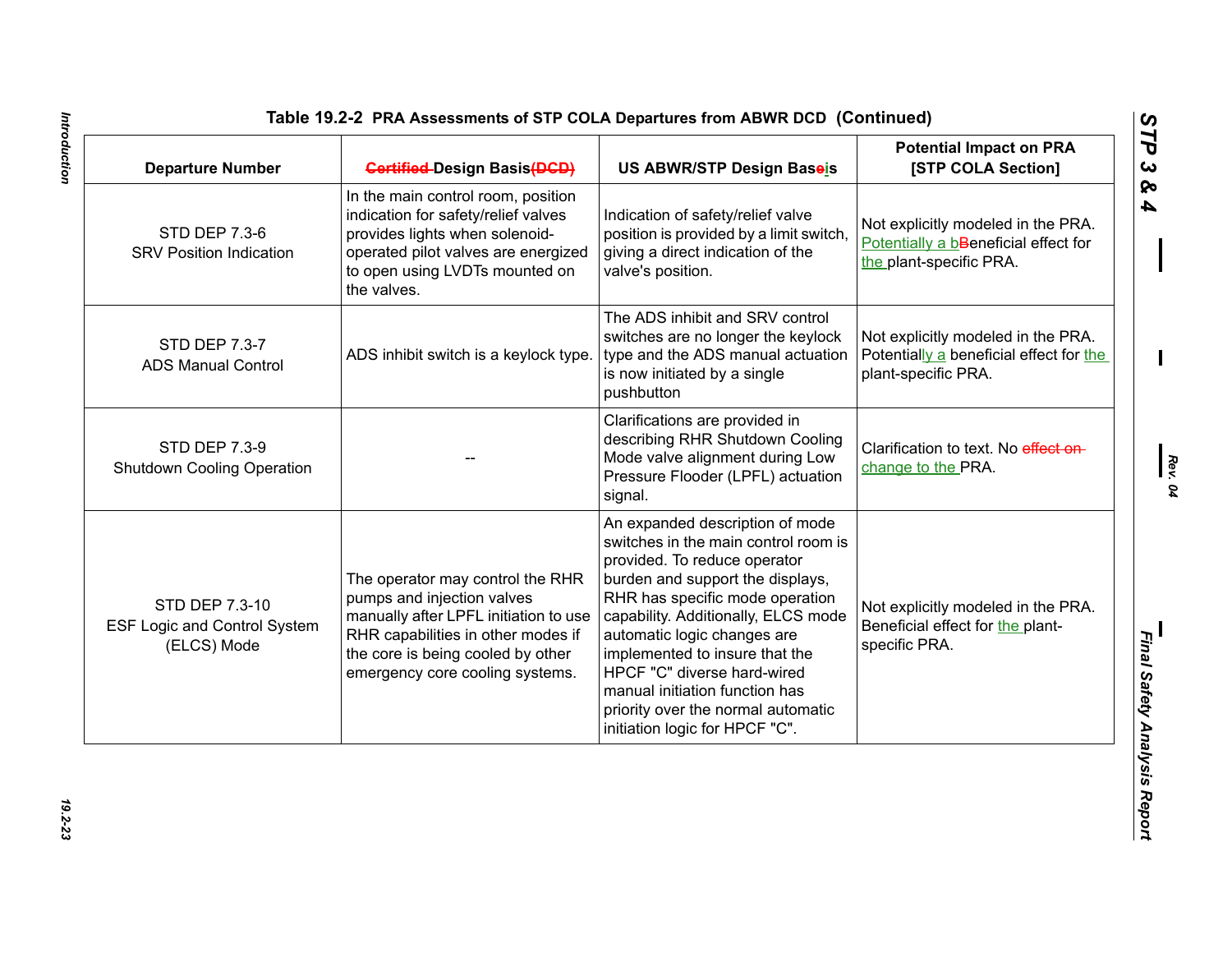Table 19.2-2 PRA Assessments of STP COLA Departures from ABWR DCD (Continued)

| Departure Number | ~~Certified~~ Design Basis~~(DCD)~~ | US ABWR/STP Design Baseis | Potential Impact on PRA [STP COLA Section] |
|---|---|---|---|
| STD DEP 7.3-6 SRV Position Indication | In the main control room, position indication for safety/relief valves provides lights when solenoid-operated pilot valves are energized to open using LVDTs mounted on the valves. | Indication of safety/relief valve position is provided by a limit switch, giving a direct indication of the valve's position. | Not explicitly modeled in the PRA. Potentially a b~~B~~eneficial effect for the plant-specific PRA. |
| STD DEP 7.3-7 ADS Manual Control | ADS inhibit switch is a keylock type. | The ADS inhibit and SRV control switches are no longer the keylock type and the ADS manual actuation is now initiated by a single pushbutton | Not explicitly modeled in the PRA. Potentially a beneficial effect for the plant-specific PRA. |
| STD DEP 7.3-9 Shutdown Cooling Operation | -- | Clarifications are provided in describing RHR Shutdown Cooling Mode valve alignment during Low Pressure Flooder (LPFL) actuation signal. | Clarification to text. No ~~effect on~~ change to the PRA. |
| STD DEP 7.3-10 ESF Logic and Control System (ELCS) Mode | The operator may control the RHR pumps and injection valves manually after LPFL initiation to use RHR capabilities in other modes if the core is being cooled by other emergency core cooling systems. | An expanded description of mode switches in the main control room is provided. To reduce operator burden and support the displays, RHR has specific mode operation capability. Additionally, ELCS mode automatic logic changes are implemented to insure that the HPCF "C" diverse hard-wired manual initiation function has priority over the normal automatic initiation logic for HPCF "C". | Not explicitly modeled in the PRA. Beneficial effect for the plant-specific PRA. |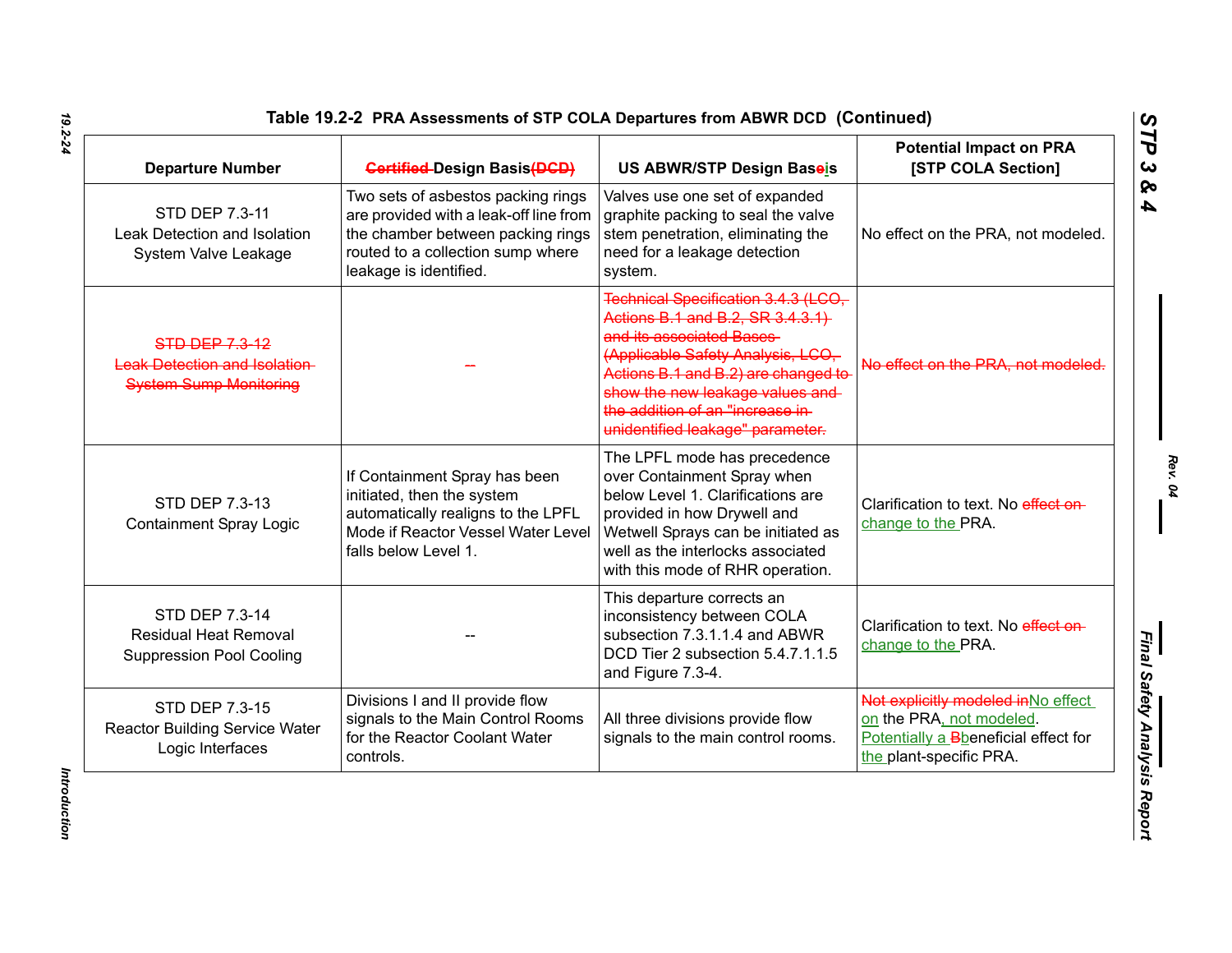# Table 19.2-2 PRA Assessments of STP COLA Departures from ABWR DCD (Continued)

| Departure Number | ~~Certified~~ Design Basis ~~(DCD)~~ | US ABWR/STP Design Bas~~e~~is | Potential Impact on PRA [STP COLA Section] |
|---|---|---|---|
| STD DEP 7.3-11 Leak Detection and Isolation System Valve Leakage | Two sets of asbestos packing rings are provided with a leak-off line from the chamber between packing rings routed to a collection sump where leakage is identified. | Valves use one set of expanded graphite packing to seal the valve stem penetration, eliminating the need for a leakage detection system. | No effect on the PRA, not modeled. |
| ~~STD DEP 7.3-12 Leak Detection and Isolation System Sump Monitoring~~ | ~~--~~ | ~~Technical Specification 3.4.3 (LCO, Actions B.1 and B.2, SR 3.4.3.1) and its associated Bases (Applicable Safety Analysis, LCO, Actions B.1 and B.2) are changed to show the new leakage values and the addition of an "increase in unidentified leakage" parameter.~~ | ~~No effect on the PRA, not modeled.~~ |
| STD DEP 7.3-13 Containment Spray Logic | If Containment Spray has been initiated, then the system automatically realigns to the LPFL Mode if Reactor Vessel Water Level falls below Level 1. | The LPFL mode has precedence over Containment Spray when below Level 1. Clarifications are provided in how Drywell and Wetwell Sprays can be initiated as well as the interlocks associated with this mode of RHR operation. | Clarification to text. No ~~effect on~~ change to the PRA. |
| STD DEP 7.3-14 Residual Heat Removal Suppression Pool Cooling | -- | This departure corrects an inconsistency between COLA subsection 7.3.1.1.4 and ABWR DCD Tier 2 subsection 5.4.7.1.1.5 and Figure 7.3-4. | Clarification to text. No ~~effect on~~ change to the PRA. |
| STD DEP 7.3-15 Reactor Building Service Water Logic Interfaces | Divisions I and II provide flow signals to the Main Control Rooms for the Reactor Coolant Water controls. | All three divisions provide flow signals to the main control rooms. | ~~Not explicitly modeled in~~No effect on the PRA, not modeled. Potentially a ~~B~~beneficial effect for the plant-specific PRA. |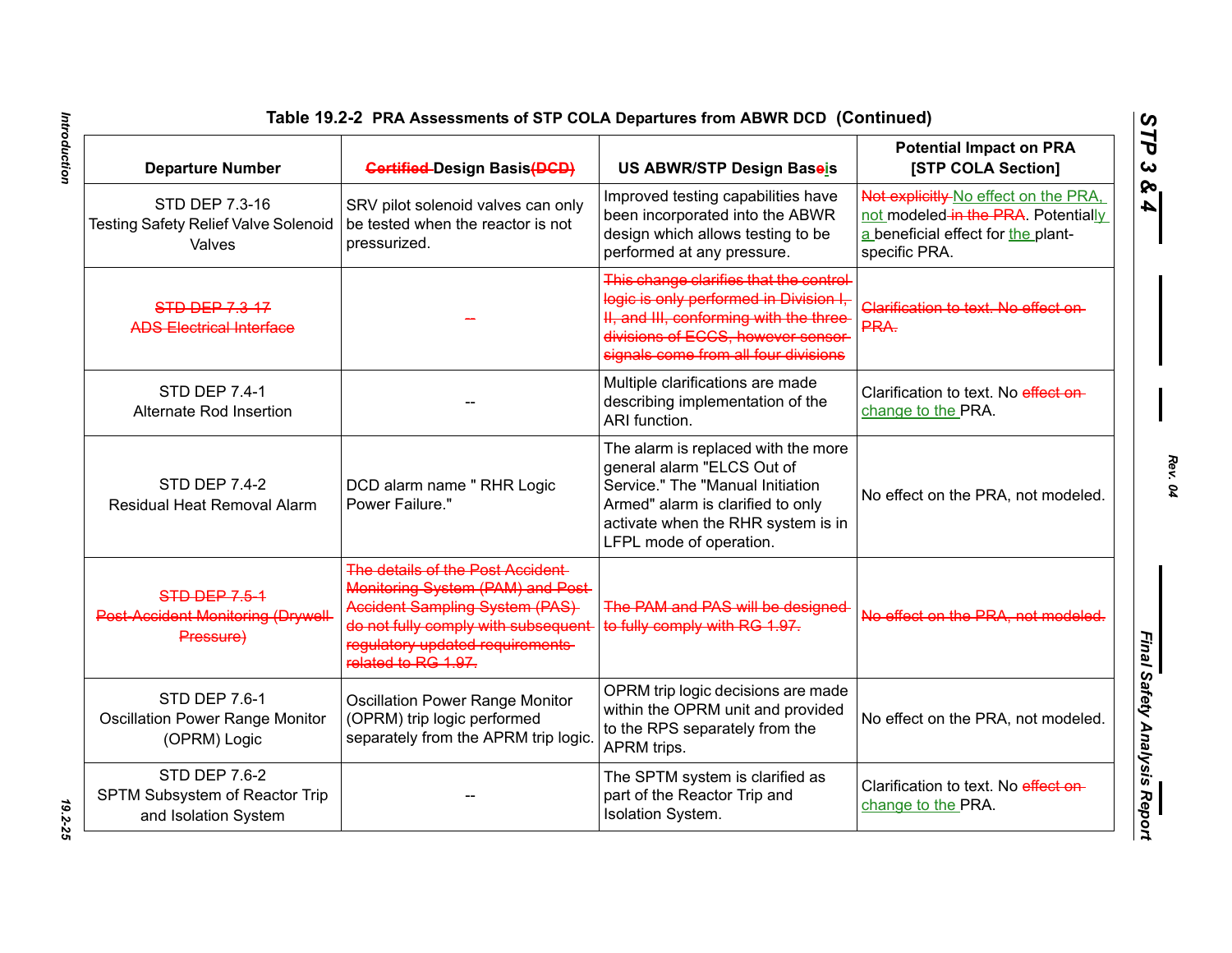**Table 19.2-2 PRA Assessments of STP COLA Departures from ABWR DCD (Continued)**

| Departure Number | ~~Certified~~ Design Basis ~~(DCD)~~ | US ABWR/STP Design Bas~~e~~is | Potential Impact on PRA [STP COLA Section] |
|---|---|---|---|
| STD DEP 7.3-16 Testing Safety Relief Valve Solenoid Valves | SRV pilot solenoid valves can only be tested when the reactor is not pressurized. | Improved testing capabilities have been incorporated into the ABWR design which allows testing to be performed at any pressure. | ~~Not explicitly~~ No effect on the PRA, not modeled ~~in the PRA~~. Potentially a beneficial effect for the plant-specific PRA. |
| ~~STD DEP 7.3-17 ADS Electrical Interface~~ | ~~--~~ | ~~This change clarifies that the control logic is only performed in Division I, II, and III, conforming with the three divisions of ECCS, however sensor signals come from all four divisions~~ | ~~Clarification to text. No effect on PRA.~~ |
| STD DEP 7.4-1 Alternate Rod Insertion | -- | Multiple clarifications are made describing implementation of the ARI function. | Clarification to text. No ~~effect on~~ change to the PRA. |
| STD DEP 7.4-2 Residual Heat Removal Alarm | DCD alarm name " RHR Logic Power Failure." | The alarm is replaced with the more general alarm "ELCS Out of Service." The "Manual Initiation Armed" alarm is clarified to only activate when the RHR system is in LFPL mode of operation. | No effect on the PRA, not modeled. |
| ~~STD DEP 7.5-1 Post-Accident Monitoring (Drywell Pressure)~~ | ~~The details of the Post Accident Monitoring System (PAM) and Post-Accident Sampling System (PAS) do not fully comply with subsequent regulatory updated requirements related to RG 1.97.~~ | ~~The PAM and PAS will be designed to fully comply with RG 1.97.~~ | ~~No effect on the PRA, not modeled.~~ |
| STD DEP 7.6-1 Oscillation Power Range Monitor (OPRM) Logic | Oscillation Power Range Monitor (OPRM) trip logic performed separately from the APRM trip logic. | OPRM trip logic decisions are made within the OPRM unit and provided to the RPS separately from the APRM trips. | No effect on the PRA, not modeled. |
| STD DEP 7.6-2 SPTM Subsystem of Reactor Trip and Isolation System | -- | The SPTM system is clarified as part of the Reactor Trip and Isolation System. | Clarification to text. No ~~effect on~~ change to the PRA. |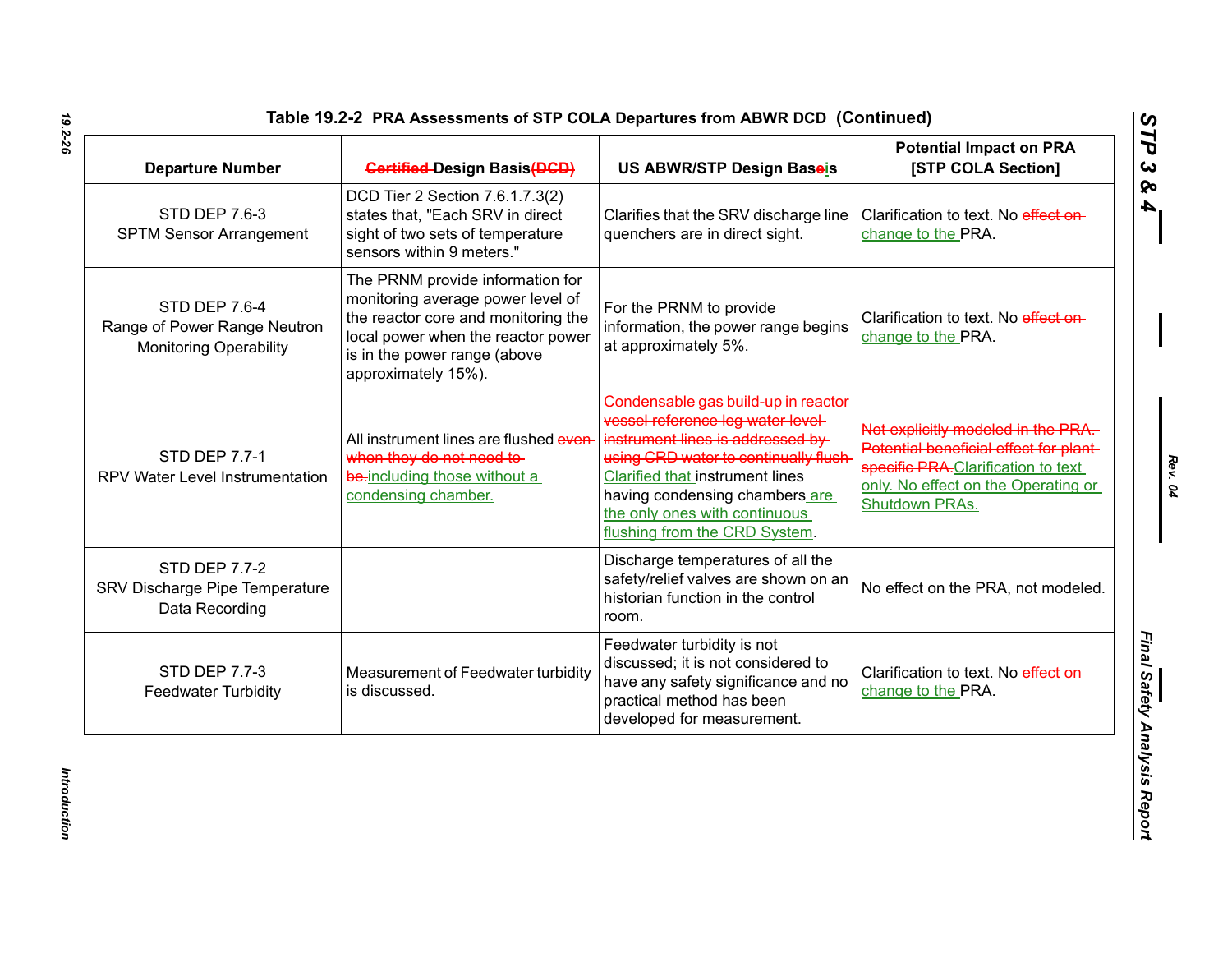## Table 19.2-2 PRA Assessments of STP COLA Departures from ABWR DCD (Continued)

| Departure Number | ~~Certified~~ Design Basis~~(DCD)~~ | US ABWR/STP Design Baseis | Potential Impact on PRA [STP COLA Section] |
|---|---|---|---|
| STD DEP 7.6-3 SPTM Sensor Arrangement | DCD Tier 2 Section 7.6.1.7.3(2) states that, "Each SRV in direct sight of two sets of temperature sensors within 9 meters." | Clarifies that the SRV discharge line quenchers are in direct sight. | Clarification to text. No ~~effect on~~ change to the PRA. |
| STD DEP 7.6-4 Range of Power Range Neutron Monitoring Operability | The PRNM provide information for monitoring average power level of the reactor core and monitoring the local power when the reactor power is in the power range (above approximately 15%). | For the PRNM to provide information, the power range begins at approximately 5%. | Clarification to text. No ~~effect on~~ change to the PRA. |
| STD DEP 7.7-1 RPV Water Level Instrumentation | All instrument lines are flushed ~~even when they do not need to be.~~ including those without a condensing chamber. | ~~Condensable gas build-up in reactor vessel reference leg water level instrument lines is addressed by using CRD water to continually flush~~ Clarified that instrument lines having condensing chambers are the only ones with continuous flushing from the CRD System. | ~~Not explicitly modeled in the PRA. Potential beneficial effect for plant-specific PRA.~~ Clarification to text only. No effect on the Operating or Shutdown PRAs. |
| STD DEP 7.7-2 SRV Discharge Pipe Temperature Data Recording | | Discharge temperatures of all the safety/relief valves are shown on an historian function in the control room. | No effect on the PRA, not modeled. |
| STD DEP 7.7-3 Feedwater Turbidity | Measurement of Feedwater turbidity is discussed. | Feedwater turbidity is not discussed; it is not considered to have any safety significance and no practical method has been developed for measurement. | Clarification to text. No ~~effect on~~ change to the PRA. |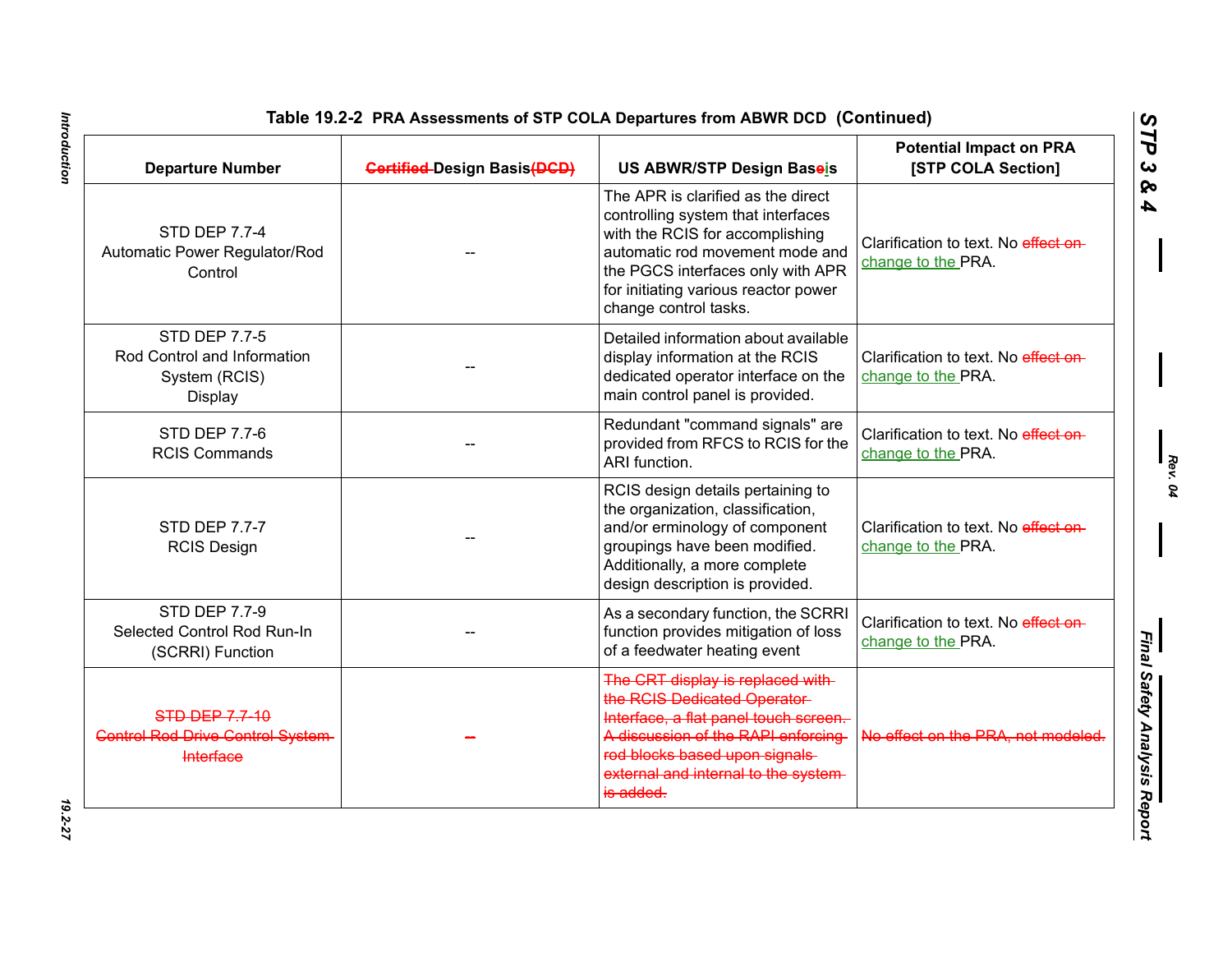Table 19.2-2 PRA Assessments of STP COLA Departures from ABWR DCD (Continued)

| Departure Number | ~~Certified~~ Design Basis ~~(DCD)~~ | US ABWR/STP Design Baseis | Potential Impact on PRA [STP COLA Section] |
|---|---|---|---|
| STD DEP 7.7-4 Automatic Power Regulator/Rod Control | -- | The APR is clarified as the direct controlling system that interfaces with the RCIS for accomplishing automatic rod movement mode and the PGCS interfaces only with APR for initiating various reactor power change control tasks. | Clarification to text. No ~~effect on~~ change to the PRA. |
| STD DEP 7.7-5 Rod Control and Information System (RCIS) Display | -- | Detailed information about available display information at the RCIS dedicated operator interface on the main control panel is provided. | Clarification to text. No ~~effect on~~ change to the PRA. |
| STD DEP 7.7-6 RCIS Commands | -- | Redundant "command signals" are provided from RFCS to RCIS for the ARI function. | Clarification to text. No ~~effect on~~ change to the PRA. |
| STD DEP 7.7-7 RCIS Design | -- | RCIS design details pertaining to the organization, classification, and/or erminology of component groupings have been modified. Additionally, a more complete design description is provided. | Clarification to text. No ~~effect on~~ change to the PRA. |
| STD DEP 7.7-9 Selected Control Rod Run-In (SCRRI) Function | -- | As a secondary function, the SCRRI function provides mitigation of loss of a feedwater heating event | Clarification to text. No ~~effect on~~ change to the PRA. |
| ~~STD DEP 7.7-10 Control Rod Drive Control System Interface~~ | ~~--~~ | ~~The CRT display is replaced with the RCIS Dedicated Operator Interface, a flat panel touch screen. A discussion of the RAPI enforcing rod blocks based upon signals external and internal to the system is added.~~ | ~~No effect on the PRA, not modeled.~~ |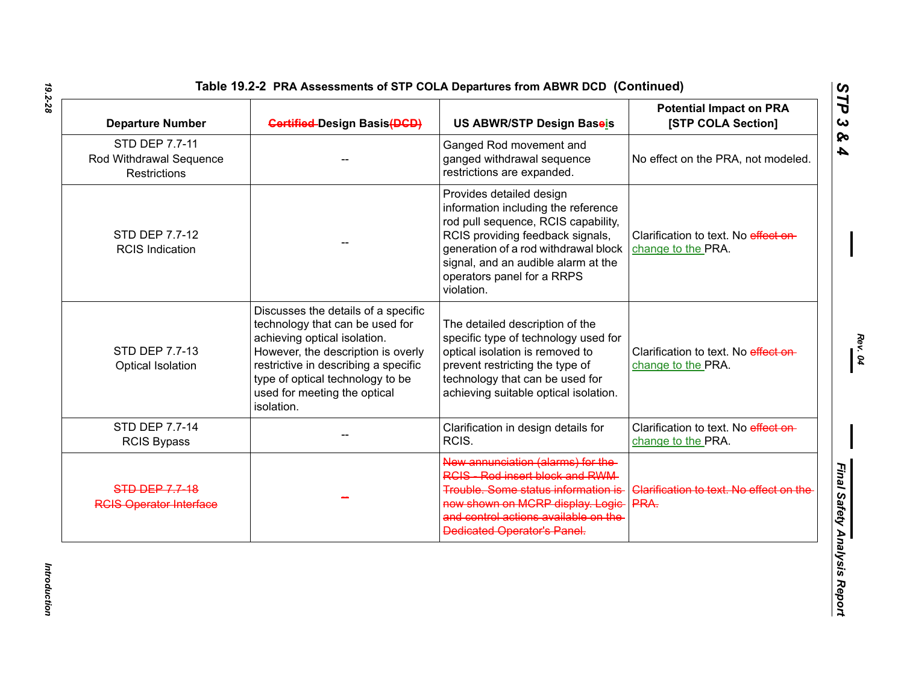Table 19.2-2 PRA Assessments of STP COLA Departures from ABWR DCD (Continued)

| Departure Number | ~~Certified~~ Design Basis~~(DCD)~~ | US ABWR/STP Design Baseis | Potential Impact on PRA [STP COLA Section] |
|---|---|---|---|
| STD DEP 7.7-11 Rod Withdrawal Sequence Restrictions | -- | Ganged Rod movement and ganged withdrawal sequence restrictions are expanded. | No effect on the PRA, not modeled. |
| STD DEP 7.7-12 RCIS Indication | -- | Provides detailed design information including the reference rod pull sequence, RCIS capability, RCIS providing feedback signals, generation of a rod withdrawal block signal, and an audible alarm at the operators panel for a RRPS violation. | Clarification to text. No ~~effect on~~ change to the PRA. |
| STD DEP 7.7-13 Optical Isolation | Discusses the details of a specific technology that can be used for achieving optical isolation. However, the description is overly restrictive in describing a specific type of optical technology to be used for meeting the optical isolation. | The detailed description of the specific type of technology used for optical isolation is removed to prevent restricting the type of technology that can be used for achieving suitable optical isolation. | Clarification to text. No ~~effect on~~ change to the PRA. |
| STD DEP 7.7-14 RCIS Bypass | -- | Clarification in design details for RCIS. | Clarification to text. No ~~effect on~~ change to the PRA. |
| ~~STD DEP 7.7-18 RCIS Operator Interface~~ | ~~--~~ | ~~New annunciation (alarms) for the RCIS - Rod insert block and RWM Trouble. Some status information is now shown on MCRP display. Logic and control actions available on the Dedicated Operator's Panel.~~ | ~~Clarification to text. No effect on the PRA.~~ |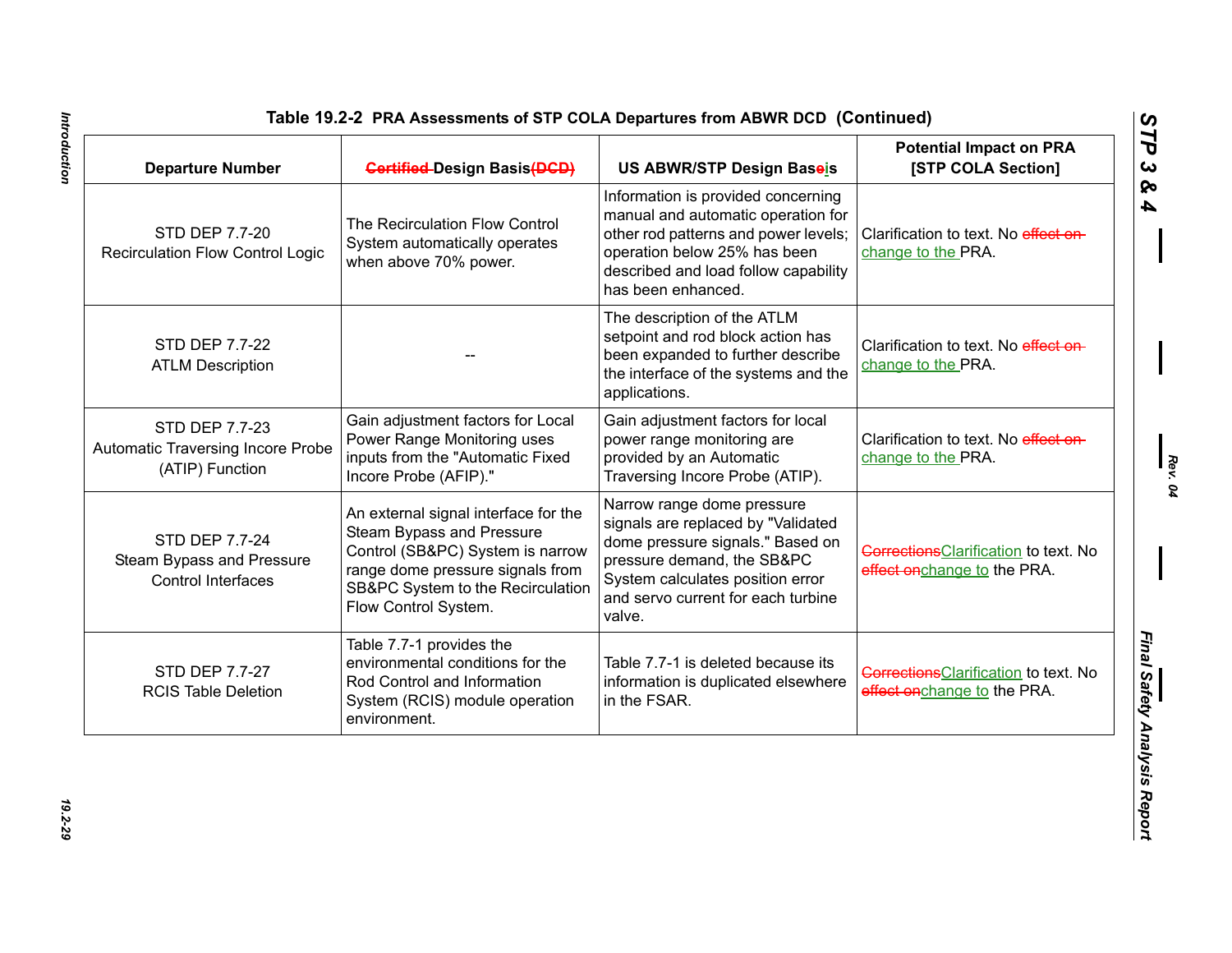**Table 19.2-2 PRA Assessments of STP COLA Departures from ABWR DCD (Continued)**

| Departure Number | ~~Certified~~ Design Basis~~(DCD)~~ | US ABWR/STP Design Base~~e~~is | Potential Impact on PRA [STP COLA Section] |
|---|---|---|---|
| STD DEP 7.7-20 Recirculation Flow Control Logic | The Recirculation Flow Control System automatically operates when above 70% power. | Information is provided concerning manual and automatic operation for other rod patterns and power levels; operation below 25% has been described and load follow capability has been enhanced. | Clarification to text. No ~~effect on~~ change to the PRA. |
| STD DEP 7.7-22 ATLM Description | -- | The description of the ATLM setpoint and rod block action has been expanded to further describe the interface of the systems and the applications. | Clarification to text. No ~~effect on~~ change to the PRA. |
| STD DEP 7.7-23 Automatic Traversing Incore Probe (ATIP) Function | Gain adjustment factors for Local Power Range Monitoring uses inputs from the "Automatic Fixed Incore Probe (AFIP)." | Gain adjustment factors for local power range monitoring are provided by an Automatic Traversing Incore Probe (ATIP). | Clarification to text. No ~~effect on~~ change to the PRA. |
| STD DEP 7.7-24 Steam Bypass and Pressure Control Interfaces | An external signal interface for the Steam Bypass and Pressure Control (SB&PC) System is narrow range dome pressure signals from SB&PC System to the Recirculation Flow Control System. | Narrow range dome pressure signals are replaced by "Validated dome pressure signals." Based on pressure demand, the SB&PC System calculates position error and servo current for each turbine valve. | ~~Corrections~~Clarification to text. No ~~effect on~~change to the PRA. |
| STD DEP 7.7-27 RCIS Table Deletion | Table 7.7-1 provides the environmental conditions for the Rod Control and Information System (RCIS) module operation environment. | Table 7.7-1 is deleted because its information is duplicated elsewhere in the FSAR. | ~~Corrections~~Clarification to text. No ~~effect on~~change to the PRA. |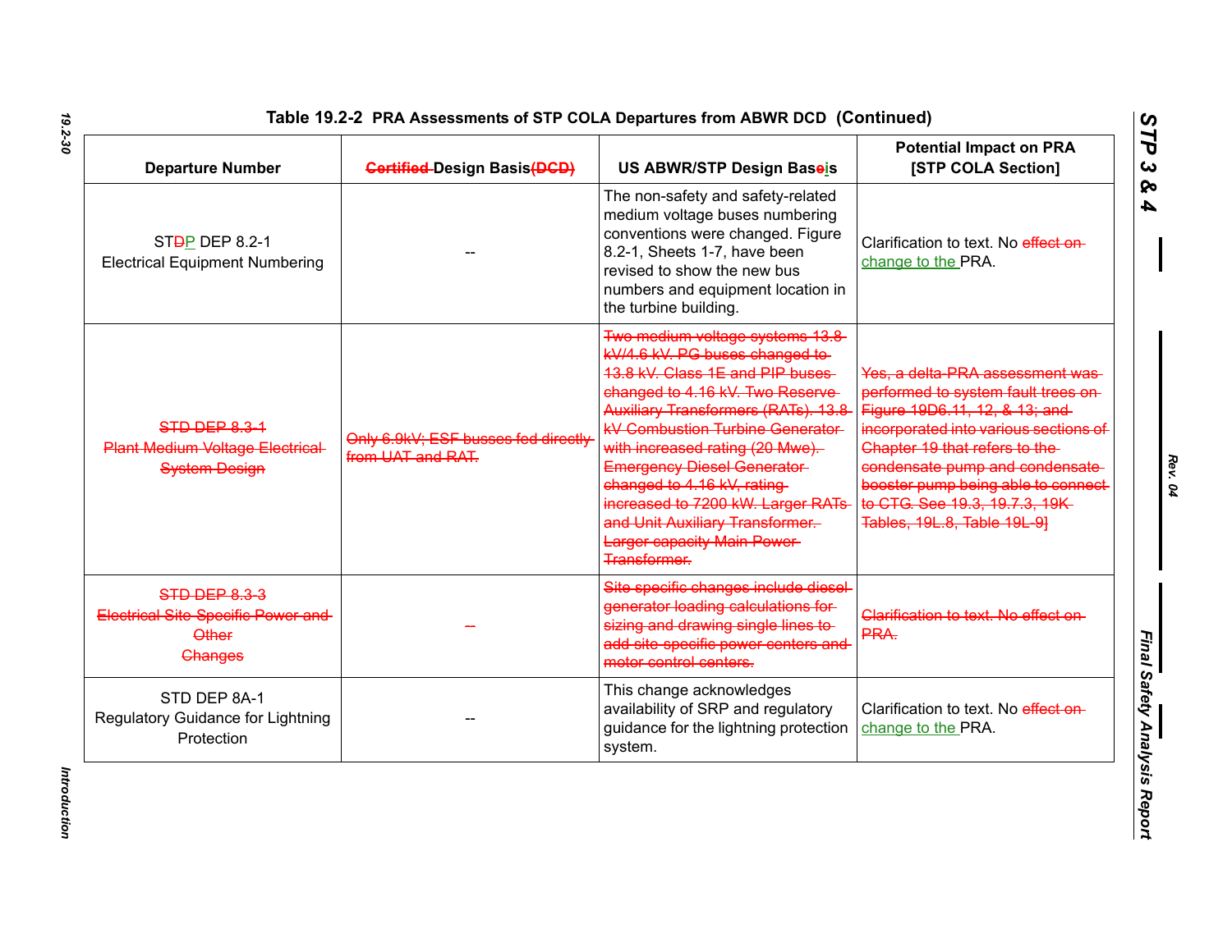**Table 19.2-2 PRA Assessments of STP COLA Departures from ABWR DCD (Continued)**

| Departure Number | ~~Certified~~ Design Basis~~(DCD)~~ | US ABWR/STP Design Base~~e~~is | Potential Impact on PRA [STP COLA Section] |
|---|---|---|---|
| ST~~D~~P DEP 8.2-1 Electrical Equipment Numbering | -- | The non-safety and safety-related medium voltage buses numbering conventions were changed. Figure 8.2-1, Sheets 1-7, have been revised to show the new bus numbers and equipment location in the turbine building. | Clarification to text. No ~~effect on~~ change to the PRA. |
| ~~STD DEP 8.3-1 Plant Medium Voltage Electrical System Design~~ | ~~Only 6.9kV; ESF busses fed directly from UAT and RAT.~~ | ~~Two medium voltage systems 13.8 kV/4.6 kV. PG buses changed to 13.8 kV. Class 1E and PIP buses changed to 4.16 kV. Two Reserve Auxiliary Transformers (RATs). 13.8 kV Combustion Turbine Generator with increased rating (20 Mwe). Emergency Diesel Generator changed to 4.16 kV, rating increased to 7200 kW. Larger RATs and Unit Auxiliary Transformer. Larger capacity Main Power Transformer.~~ | ~~Yes, a delta-PRA assessment was performed to system fault trees on Figure 19D6.11, 12, & 13; and incorporated into various sections of Chapter 19 that refers to the condensate pump and condensate booster pump being able to connect to CTG. See 19.3, 19.7.3, 19K Tables, 19L.8, Table 19L-9]~~ |
| ~~STD DEP 8.3-3 Electrical Site Specific Power and Other Changes~~ | ~~--~~ | ~~Site specific changes include diesel generator loading calculations for sizing and drawing single lines to add site-specific power centers and motor control centers.~~ | ~~Clarification to text. No effect on PRA.~~ |
| STD DEP 8A-1 Regulatory Guidance for Lightning Protection | -- | This change acknowledges availability of SRP and regulatory guidance for the lightning protection system. | Clarification to text. No ~~effect on~~ change to the PRA. |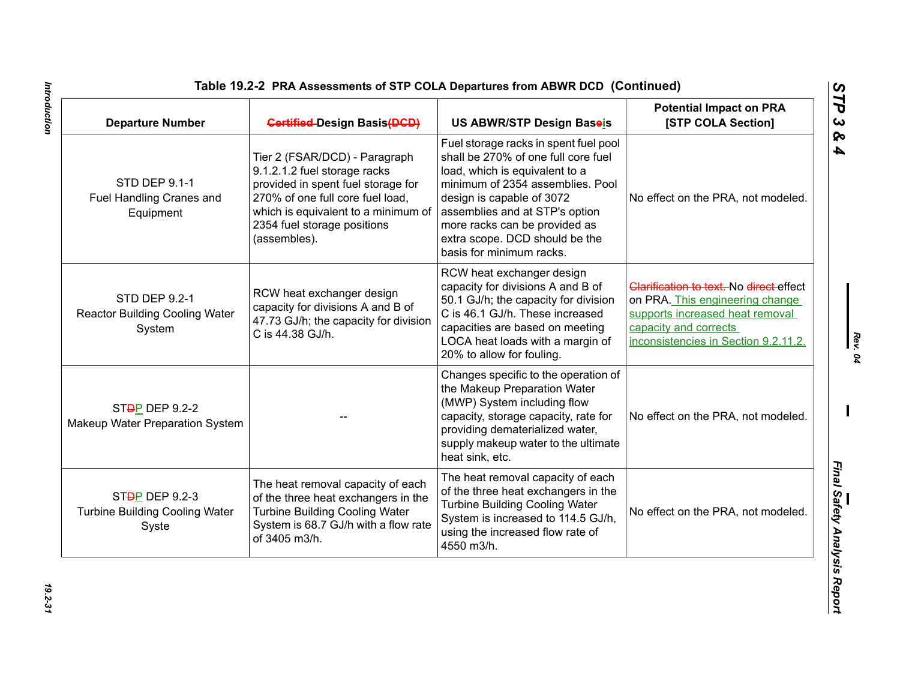**Table 19.2-2 PRA Assessments of STP COLA Departures from ABWR DCD (Continued)**

| Departure Number | ~~Certified~~ Design Basis~~(DCD)~~ | US ABWR/STP Design Bas~~e~~is | Potential Impact on PRA [STP COLA Section] |
|---|---|---|---|
| STD DEP 9.1-1 Fuel Handling Cranes and Equipment | Tier 2 (FSAR/DCD) - Paragraph 9.1.2.1.2 fuel storage racks provided in spent fuel storage for 270% of one full core fuel load, which is equivalent to a minimum of 2354 fuel storage positions (assembles). | Fuel storage racks in spent fuel pool shall be 270% of one full core fuel load, which is equivalent to a minimum of 2354 assemblies. Pool design is capable of 3072 assemblies and at STP's option more racks can be provided as extra scope. DCD should be the basis for minimum racks. | No effect on the PRA, not modeled. |
| STD DEP 9.2-1 Reactor Building Cooling Water System | RCW heat exchanger design capacity for divisions A and B of 47.73 GJ/h; the capacity for division C is 44.38 GJ/h. | RCW heat exchanger design capacity for divisions A and B of 50.1 GJ/h; the capacity for division C is 46.1 GJ/h. These increased capacities are based on meeting LOCA heat loads with a margin of 20% to allow for fouling. | ~~Clarification to text.~~ No ~~direct~~ effect on PRA. This engineering change supports increased heat removal capacity and corrects inconsistencies in Section 9.2.11.2. |
| ST~~D~~P DEP 9.2-2 Makeup Water Preparation System | -- | Changes specific to the operation of the Makeup Preparation Water (MWP) System including flow capacity, storage capacity, rate for providing dematerialized water, supply makeup water to the ultimate heat sink, etc. | No effect on the PRA, not modeled. |
| ST~~D~~P DEP 9.2-3 Turbine Building Cooling Water Syste | The heat removal capacity of each of the three heat exchangers in the Turbine Building Cooling Water System is 68.7 GJ/h with a flow rate of 3405 m3/h. | The heat removal capacity of each of the three heat exchangers in the Turbine Building Cooling Water System is increased to 114.5 GJ/h, using the increased flow rate of 4550 m3/h. | No effect on the PRA, not modeled. |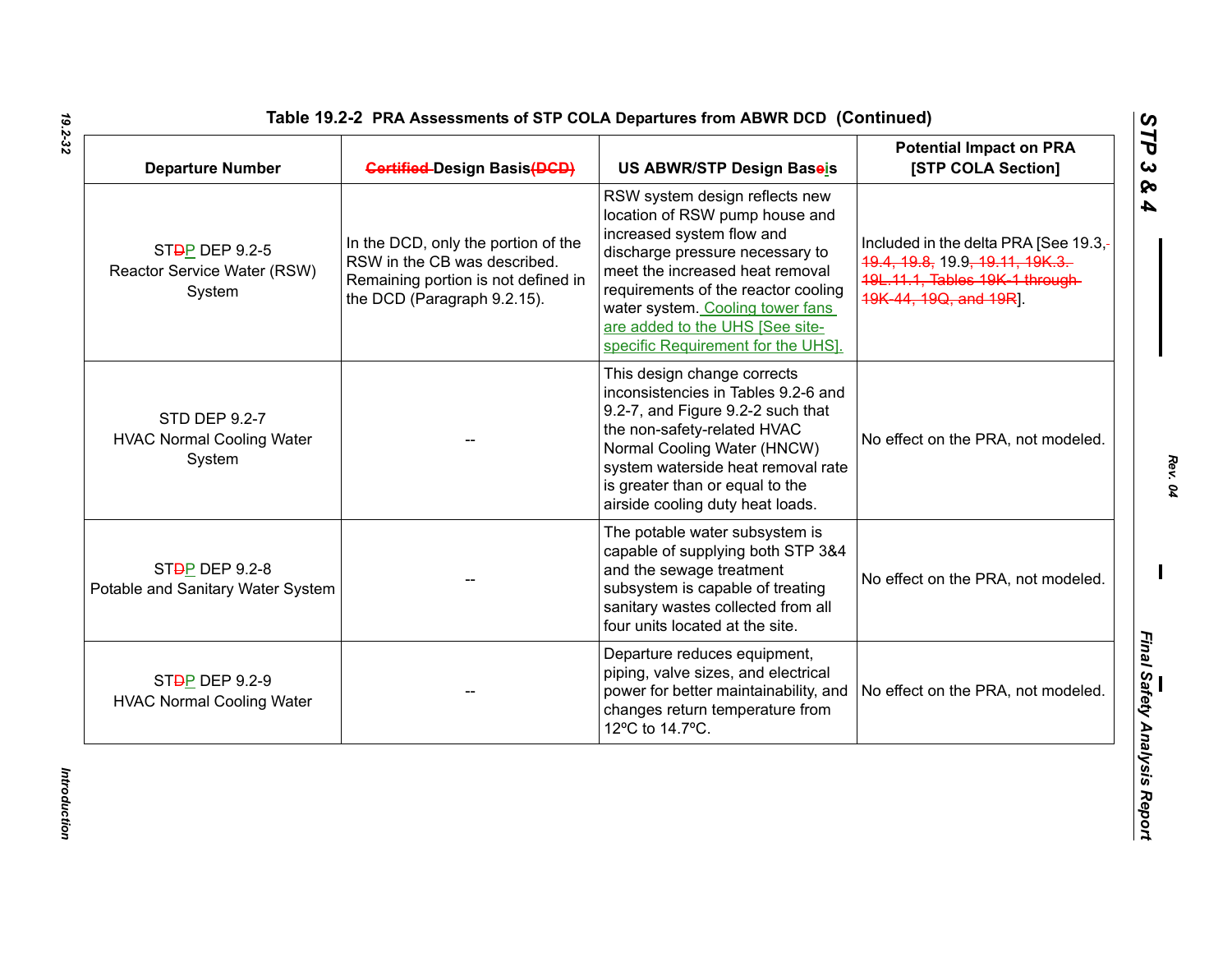## Table 19.2-2 PRA Assessments of STP COLA Departures from ABWR DCD (Continued)

| Departure Number | ~~Certified~~ Design Basis~~(DCD)~~ | US ABWR/STP Design Baseis | Potential Impact on PRA [STP COLA Section] |
|---|---|---|---|
| ST~~D~~P DEP 9.2-5 Reactor Service Water (RSW) System | In the DCD, only the portion of the RSW in the CB was described. Remaining portion is not defined in the DCD (Paragraph 9.2.15). | RSW system design reflects new location of RSW pump house and increased system flow and discharge pressure necessary to meet the increased heat removal requirements of the reactor cooling water system. Cooling tower fans are added to the UHS [See site-specific Requirement for the UHS]. | Included in the delta PRA [See 19.3, ~~19.4, 19.8,~~ 19.9~~, 19.11, 19K.3, 19L.11.1, Tables 19K-1 through 19K-44, 19Q, and 19R~~]. |
| STD DEP 9.2-7 HVAC Normal Cooling Water System | -- | This design change corrects inconsistencies in Tables 9.2-6 and 9.2-7, and Figure 9.2-2 such that the non-safety-related HVAC Normal Cooling Water (HNCW) system waterside heat removal rate is greater than or equal to the airside cooling duty heat loads. | No effect on the PRA, not modeled. |
| ST~~D~~P DEP 9.2-8 Potable and Sanitary Water System | -- | The potable water subsystem is capable of supplying both STP 3&4 and the sewage treatment subsystem is capable of treating sanitary wastes collected from all four units located at the site. | No effect on the PRA, not modeled. |
| ST~~D~~P DEP 9.2-9 HVAC Normal Cooling Water | -- | Departure reduces equipment, piping, valve sizes, and electrical power for better maintainability, and changes return temperature from 12ºC to 14.7ºC. | No effect on the PRA, not modeled. |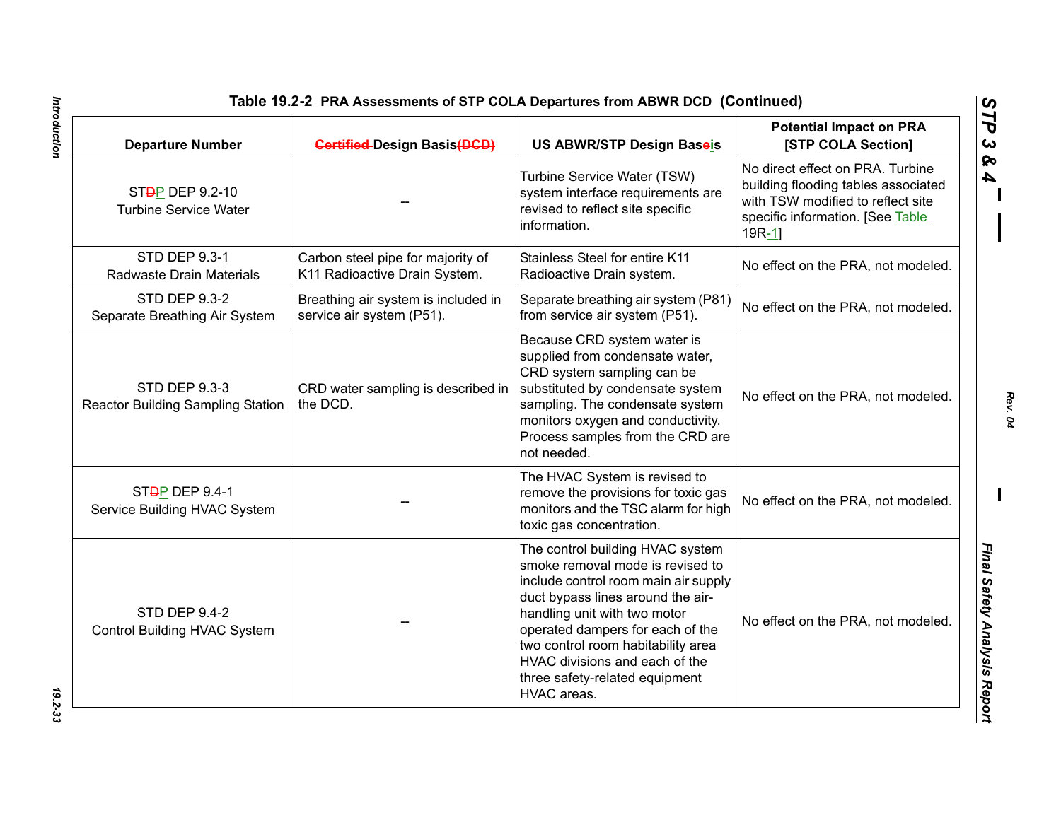Table 19.2-2 PRA Assessments of STP COLA Departures from ABWR DCD (Continued)

| Departure Number | ~~Certified~~ Design Basis~~(DCD)~~ | US ABWR/STP Design Base~~e~~is | Potential Impact on PRA [STP COLA Section] |
|---|---|---|---|
| ST~~D~~P DEP 9.2-10 Turbine Service Water | -- | Turbine Service Water (TSW) system interface requirements are revised to reflect site specific information. | No direct effect on PRA. Turbine building flooding tables associated with TSW modified to reflect site specific information. [See Table 19R-1] |
| STD DEP 9.3-1 Radwaste Drain Materials | Carbon steel pipe for majority of K11 Radioactive Drain System. | Stainless Steel for entire K11 Radioactive Drain system. | No effect on the PRA, not modeled. |
| STD DEP 9.3-2 Separate Breathing Air System | Breathing air system is included in service air system (P51). | Separate breathing air system (P81) from service air system (P51). | No effect on the PRA, not modeled. |
| STD DEP 9.3-3 Reactor Building Sampling Station | CRD water sampling is described in the DCD. | Because CRD system water is supplied from condensate water, CRD system sampling can be substituted by condensate system sampling. The condensate system monitors oxygen and conductivity. Process samples from the CRD are not needed. | No effect on the PRA, not modeled. |
| ST~~D~~P DEP 9.4-1 Service Building HVAC System | -- | The HVAC System is revised to remove the provisions for toxic gas monitors and the TSC alarm for high toxic gas concentration. | No effect on the PRA, not modeled. |
| STD DEP 9.4-2 Control Building HVAC System | -- | The control building HVAC system smoke removal mode is revised to include control room main air supply duct bypass lines around the air-handling unit with two motor operated dampers for each of the two control room habitability area HVAC divisions and each of the three safety-related equipment HVAC areas. | No effect on the PRA, not modeled. |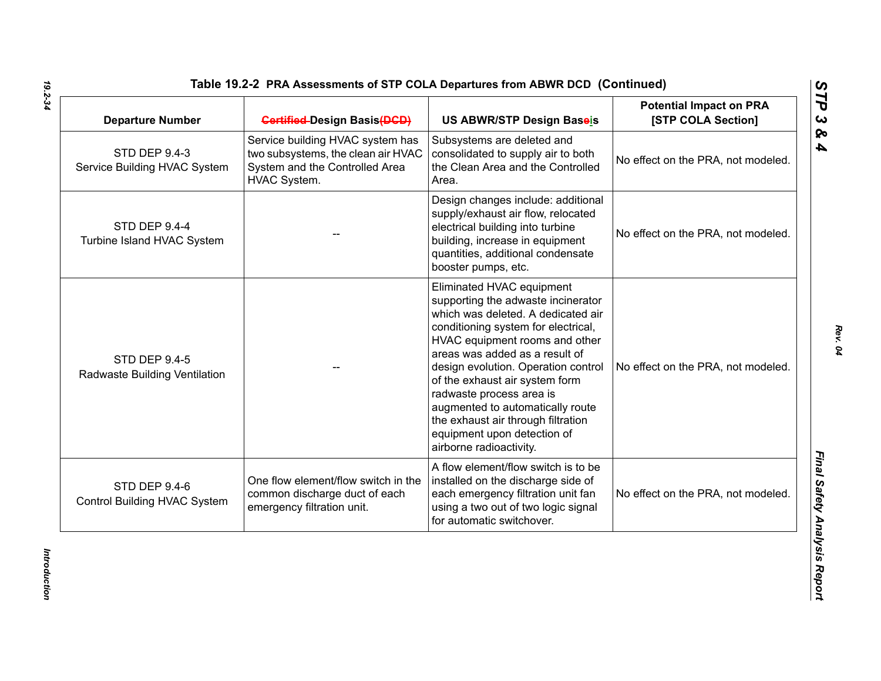**Table 19.2-2 PRA Assessments of STP COLA Departures from ABWR DCD (Continued)**

| Departure Number | ~~Certified~~ Design Basis~~(DCD)~~ | US ABWR/STP Design Baseis | Potential Impact on PRA [STP COLA Section] |
|---|---|---|---|
| STD DEP 9.4-3 Service Building HVAC System | Service building HVAC system has two subsystems, the clean air HVAC System and the Controlled Area HVAC System. | Subsystems are deleted and consolidated to supply air to both the Clean Area and the Controlled Area. | No effect on the PRA, not modeled. |
| STD DEP 9.4-4 Turbine Island HVAC System | -- | Design changes include: additional supply/exhaust air flow, relocated electrical building into turbine building, increase in equipment quantities, additional condensate booster pumps, etc. | No effect on the PRA, not modeled. |
| STD DEP 9.4-5 Radwaste Building Ventilation | -- | Eliminated HVAC equipment supporting the adwaste incinerator which was deleted. A dedicated air conditioning system for electrical, HVAC equipment rooms and other areas was added as a result of design evolution. Operation control of the exhaust air system form radwaste process area is augmented to automatically route the exhaust air through filtration equipment upon detection of airborne radioactivity. | No effect on the PRA, not modeled. |
| STD DEP 9.4-6 Control Building HVAC System | One flow element/flow switch in the common discharge duct of each emergency filtration unit. | A flow element/flow switch is to be installed on the discharge side of each emergency filtration unit fan using a two out of two logic signal for automatic switchover. | No effect on the PRA, not modeled. |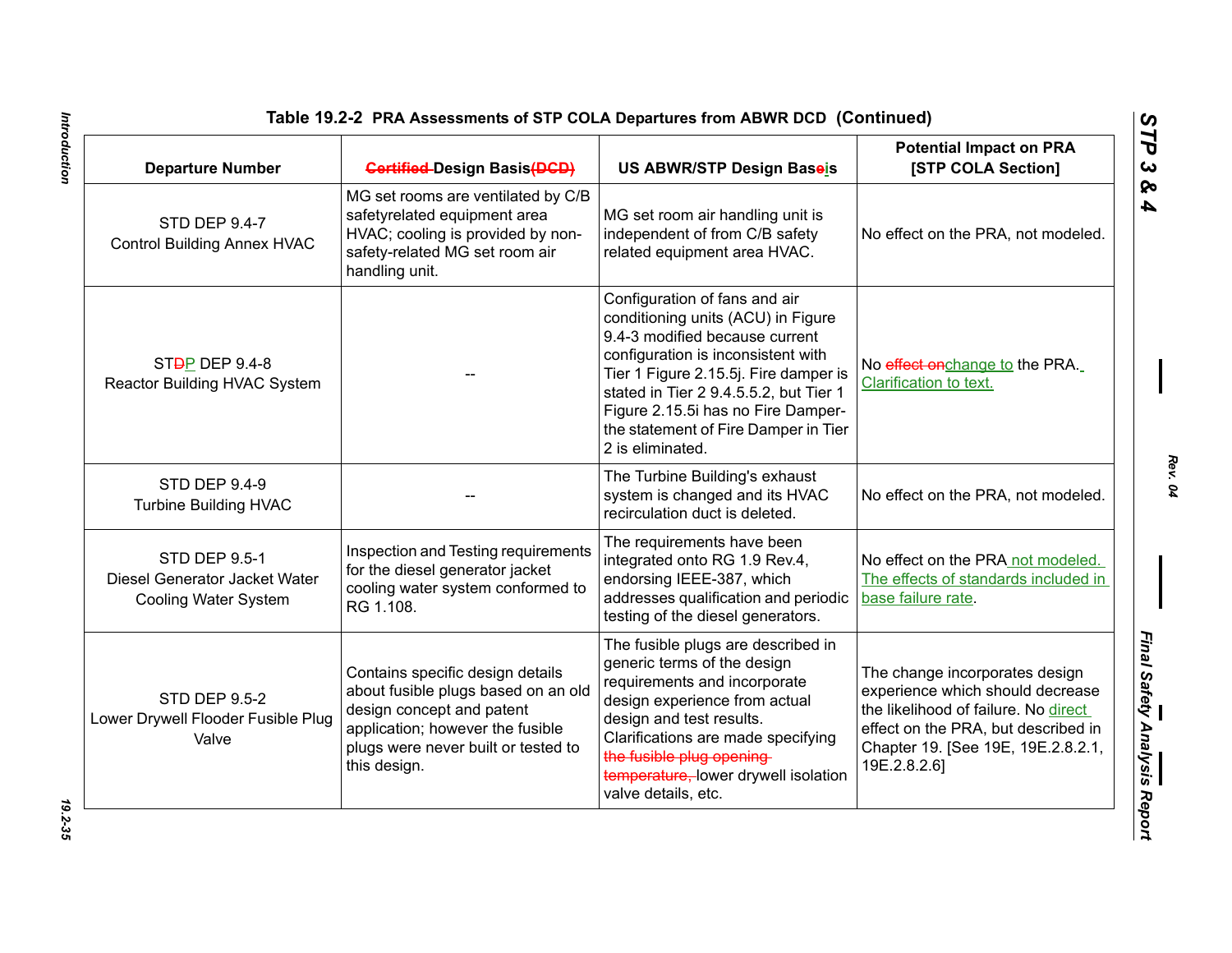## Table 19.2-2 PRA Assessments of STP COLA Departures from ABWR DCD (Continued)

| Departure Number | ~~Certified~~ Design Basis~~(DCD)~~ | US ABWR/STP Design Base~~e~~is | Potential Impact on PRA [STP COLA Section] |
|---|---|---|---|
| STD DEP 9.4-7 Control Building Annex HVAC | MG set rooms are ventilated by C/B safetyrelated equipment area HVAC; cooling is provided by non-safety-related MG set room air handling unit. | MG set room air handling unit is independent of from C/B safety related equipment area HVAC. | No effect on the PRA, not modeled. |
| ST~~D~~P DEP 9.4-8 Reactor Building HVAC System | -- | Configuration of fans and air conditioning units (ACU) in Figure 9.4-3 modified because current configuration is inconsistent with Tier 1 Figure 2.15.5j. Fire damper is stated in Tier 2 9.4.5.5.2, but Tier 1 Figure 2.15.5i has no Fire Damper-the statement of Fire Damper in Tier 2 is eliminated. | No ~~effect on~~change to the PRA. Clarification to text. |
| STD DEP 9.4-9 Turbine Building HVAC | -- | The Turbine Building's exhaust system is changed and its HVAC recirculation duct is deleted. | No effect on the PRA, not modeled. |
| STD DEP 9.5-1 Diesel Generator Jacket Water Cooling Water System | Inspection and Testing requirements for the diesel generator jacket cooling water system conformed to RG 1.108. | The requirements have been integrated onto RG 1.9 Rev.4, endorsing IEEE-387, which addresses qualification and periodic testing of the diesel generators. | No effect on the PRA not modeled. The effects of standards included in base failure rate. |
| STD DEP 9.5-2 Lower Drywell Flooder Fusible Plug Valve | Contains specific design details about fusible plugs based on an old design concept and patent application; however the fusible plugs were never built or tested to this design. | The fusible plugs are described in generic terms of the design requirements and incorporate design experience from actual design and test results. Clarifications are made specifying ~~the fusible plug opening temperature,~~ lower drywell isolation valve details, etc. | The change incorporates design experience which should decrease the likelihood of failure. No direct effect on the PRA, but described in Chapter 19. [See 19E, 19E.2.8.2.1, 19E.2.8.2.6] |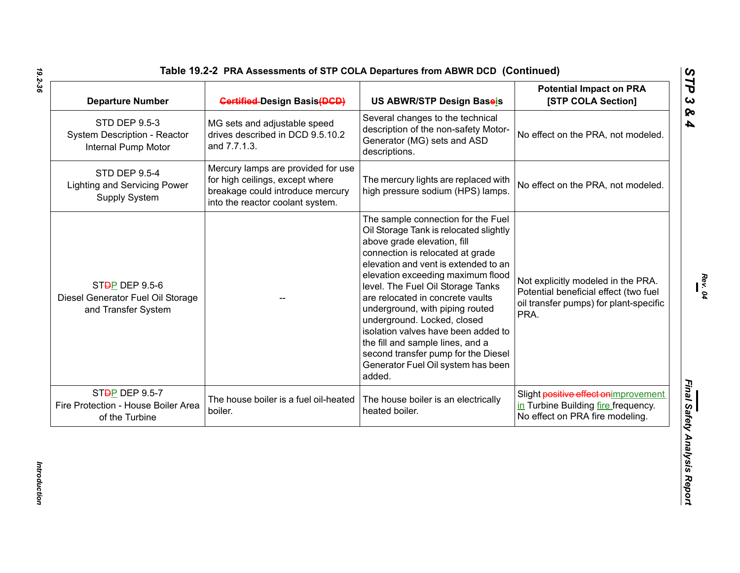**Table 19.2-2 PRA Assessments of STP COLA Departures from ABWR DCD (Continued)**

| Departure Number | ~~Certified~~ Design Basis~~(DCD)~~ | US ABWR/STP Design Bas~~e~~is | Potential Impact on PRA [STP COLA Section] |
|---|---|---|---|
| STD DEP 9.5-3 System Description - Reactor Internal Pump Motor | MG sets and adjustable speed drives described in DCD 9.5.10.2 and 7.7.1.3. | Several changes to the technical description of the non-safety Motor-Generator (MG) sets and ASD descriptions. | No effect on the PRA, not modeled. |
| STD DEP 9.5-4 Lighting and Servicing Power Supply System | Mercury lamps are provided for use for high ceilings, except where breakage could introduce mercury into the reactor coolant system. | The mercury lights are replaced with high pressure sodium (HPS) lamps. | No effect on the PRA, not modeled. |
| ST~~D~~P DEP 9.5-6 Diesel Generator Fuel Oil Storage and Transfer System | -- | The sample connection for the Fuel Oil Storage Tank is relocated slightly above grade elevation, fill connection is relocated at grade elevation and vent is extended to an elevation exceeding maximum flood level. The Fuel Oil Storage Tanks are relocated in concrete vaults underground, with piping routed underground. Locked, closed isolation valves have been added to the fill and sample lines, and a second transfer pump for the Diesel Generator Fuel Oil system has been added. | Not explicitly modeled in the PRA. Potential beneficial effect (two fuel oil transfer pumps) for plant-specific PRA. |
| ST~~D~~P DEP 9.5-7 Fire Protection - House Boiler Area of the Turbine | The house boiler is a fuel oil-heated boiler. | The house boiler is an electrically heated boiler. | Slight ~~positive effect on~~improvement in Turbine Building fire frequency. No effect on PRA fire modeling. |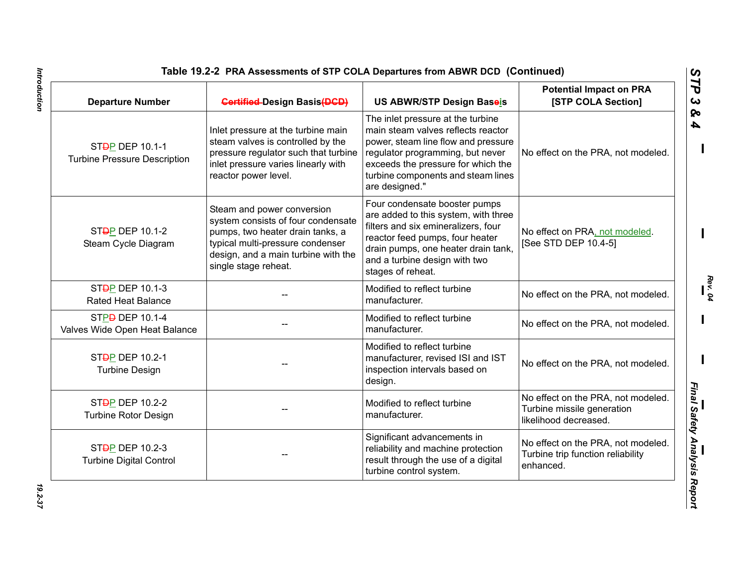## Table 19.2-2 PRA Assessments of STP COLA Departures from ABWR DCD (Continued)

| Departure Number | ~~Certified~~ Design Basis~~(DCD)~~ | US ABWR/STP Design Bas~~e~~is | Potential Impact on PRA [STP COLA Section] |
|---|---|---|---|
| ST~~D~~P DEP 10.1-1 Turbine Pressure Description | Inlet pressure at the turbine main steam valves is controlled by the pressure regulator such that turbine inlet pressure varies linearly with reactor power level. | The inlet pressure at the turbine main steam valves reflects reactor power, steam line flow and pressure regulator programming, but never exceeds the pressure for which the turbine components and steam lines are designed." | No effect on the PRA, not modeled. |
| ST~~D~~P DEP 10.1-2 Steam Cycle Diagram | Steam and power conversion system consists of four condensate pumps, two heater drain tanks, a typical multi-pressure condenser design, and a main turbine with the single stage reheat. | Four condensate booster pumps are added to this system, with three filters and six emineralizers, four reactor feed pumps, four heater drain pumps, one heater drain tank, and a turbine design with two stages of reheat. | No effect on PRA, not modeled. [See STD DEP 10.4-5] |
| ST~~D~~P DEP 10.1-3 Rated Heat Balance | -- | Modified to reflect turbine manufacturer. | No effect on the PRA, not modeled. |
| STP~~D~~ DEP 10.1-4 Valves Wide Open Heat Balance | -- | Modified to reflect turbine manufacturer. | No effect on the PRA, not modeled. |
| ST~~D~~P DEP 10.2-1 Turbine Design | -- | Modified to reflect turbine manufacturer, revised ISI and IST inspection intervals based on design. | No effect on the PRA, not modeled. |
| ST~~D~~P DEP 10.2-2 Turbine Rotor Design | -- | Modified to reflect turbine manufacturer. | No effect on the PRA, not modeled. Turbine missile generation likelihood decreased. |
| ST~~D~~P DEP 10.2-3 Turbine Digital Control | -- | Significant advancements in reliability and machine protection result through the use of a digital turbine control system. | No effect on the PRA, not modeled. Turbine trip function reliability enhanced. |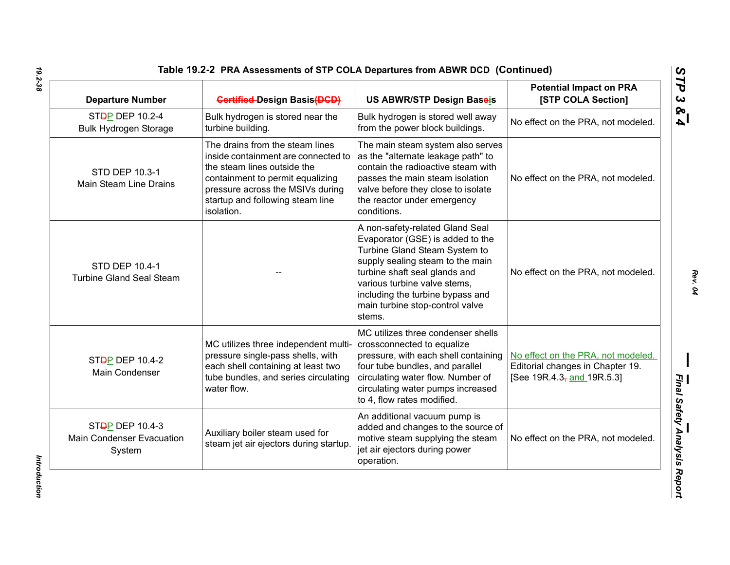**Table 19.2-2 PRA Assessments of STP COLA Departures from ABWR DCD (Continued)**

| Departure Number | ~~Certified~~ Design Basis~~(DCD)~~ | US ABWR/STP Design Base~~e~~is | Potential Impact on PRA [STP COLA Section] |
|---|---|---|---|
| ST~~D~~P DEP 10.2-4 Bulk Hydrogen Storage | Bulk hydrogen is stored near the turbine building. | Bulk hydrogen is stored well away from the power block buildings. | No effect on the PRA, not modeled. |
| STD DEP 10.3-1 Main Steam Line Drains | The drains from the steam lines inside containment are connected to the steam lines outside the containment to permit equalizing pressure across the MSIVs during startup and following steam line isolation. | The main steam system also serves as the "alternate leakage path" to contain the radioactive steam with passes the main steam isolation valve before they close to isolate the reactor under emergency conditions. | No effect on the PRA, not modeled. |
| STD DEP 10.4-1 Turbine Gland Seal Steam | -- | A non-safety-related Gland Seal Evaporator (GSE) is added to the Turbine Gland Steam System to supply sealing steam to the main turbine shaft seal glands and various turbine valve stems, including the turbine bypass and main turbine stop-control valve stems. | No effect on the PRA, not modeled. |
| ST~~D~~P DEP 10.4-2 Main Condenser | MC utilizes three independent multi-pressure single-pass shells, with each shell containing at least two tube bundles, and series circulating water flow. | MC utilizes three condenser shells crossconnected to equalize pressure, with each shell containing four tube bundles, and parallel circulating water flow. Number of circulating water pumps increased to 4, flow rates modified. | No effect on the PRA, not modeled. Editorial changes in Chapter 19. [See 19R.4.3~~,~~ and 19R.5.3] |
| ST~~D~~P DEP 10.4-3 Main Condenser Evacuation System | Auxiliary boiler steam used for steam jet air ejectors during startup. | An additional vacuum pump is added and changes to the source of motive steam supplying the steam jet air ejectors during power operation. | No effect on the PRA, not modeled. |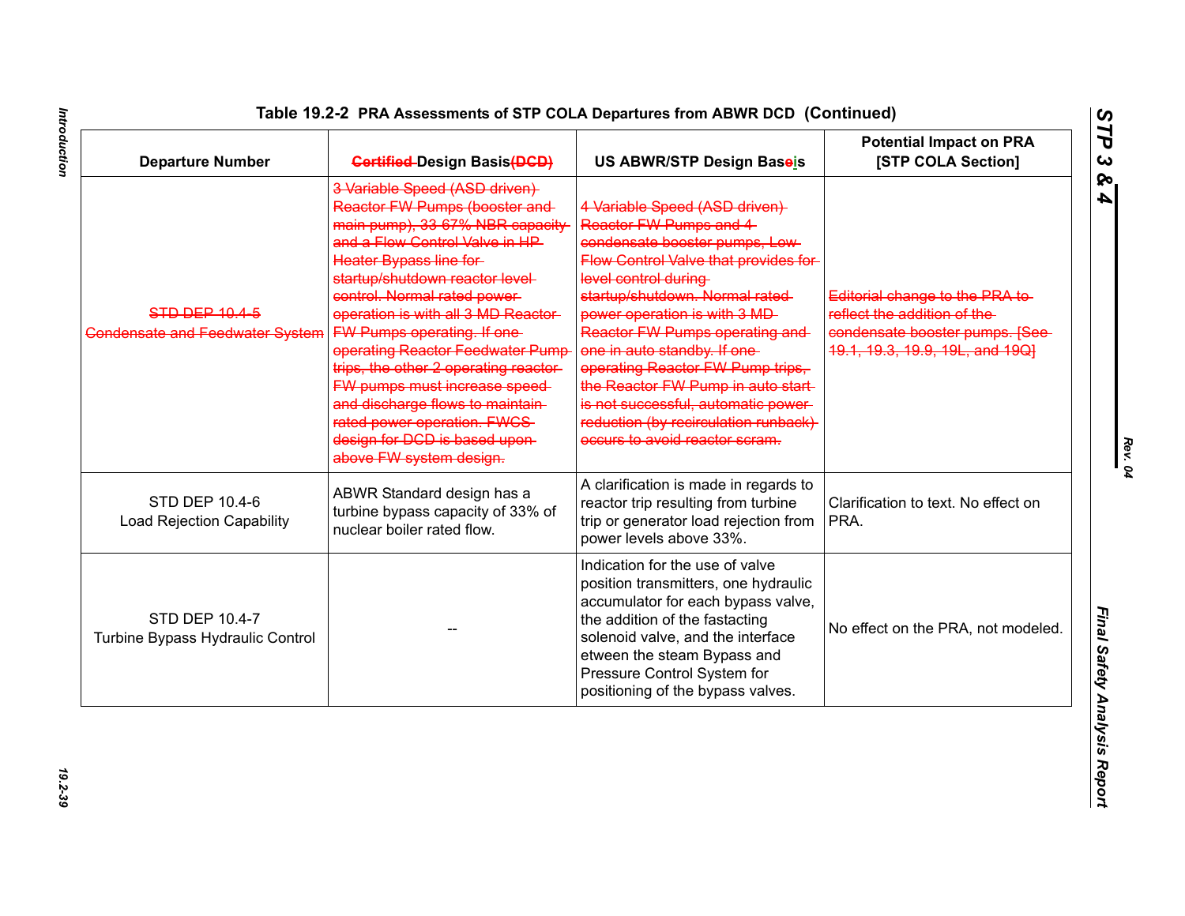Table 19.2-2 PRA Assessments of STP COLA Departures from ABWR DCD (Continued)

| Departure Number | ~~Certified~~ Design Basis~~(DCD)~~ | US ABWR/STP Design Baseis | Potential Impact on PRA [STP COLA Section] |
|---|---|---|---|
| ~~STD DEP 10.4-5 Condensate and Feedwater System~~ | ~~3 Variable Speed (ASD driven) Reactor FW Pumps (booster and main pump), 33-67% NBR capacity and a Flow Control Valve in HP Heater Bypass line for startup/shutdown reactor level control. Normal rated power operation is with all 3 MD Reactor FW Pumps operating. If one operating Reactor Feedwater Pump trips, the other 2 operating reactor FW pumps must increase speed and discharge flows to maintain rated power operation. FWCS design for DCD is based upon above FW system design.~~ | ~~4 Variable Speed (ASD driven) Reactor FW Pumps and 4 condensate booster pumps, Low Flow Control Valve that provides for level control during startup/shutdown. Normal rated power operation is with 3 MD Reactor FW Pumps operating and one in auto standby. If one operating Reactor FW Pump trips, the Reactor FW Pump in auto start is not successful, automatic power reduction (by recirculation runback) occurs to avoid reactor scram.~~ | ~~Editorial change to the PRA to reflect the addition of the condensate booster pumps. [See 19.1, 19.3, 19.9, 19L, and 19Q]~~ |
| STD DEP 10.4-6 Load Rejection Capability | ABWR Standard design has a turbine bypass capacity of 33% of nuclear boiler rated flow. | A clarification is made in regards to reactor trip resulting from turbine trip or generator load rejection from power levels above 33%. | Clarification to text. No effect on PRA. |
| STD DEP 10.4-7 Turbine Bypass Hydraulic Control | -- | Indication for the use of valve position transmitters, one hydraulic accumulator for each bypass valve, the addition of the fastacting solenoid valve, and the interface etween the steam Bypass and Pressure Control System for positioning of the bypass valves. | No effect on the PRA, not modeled. |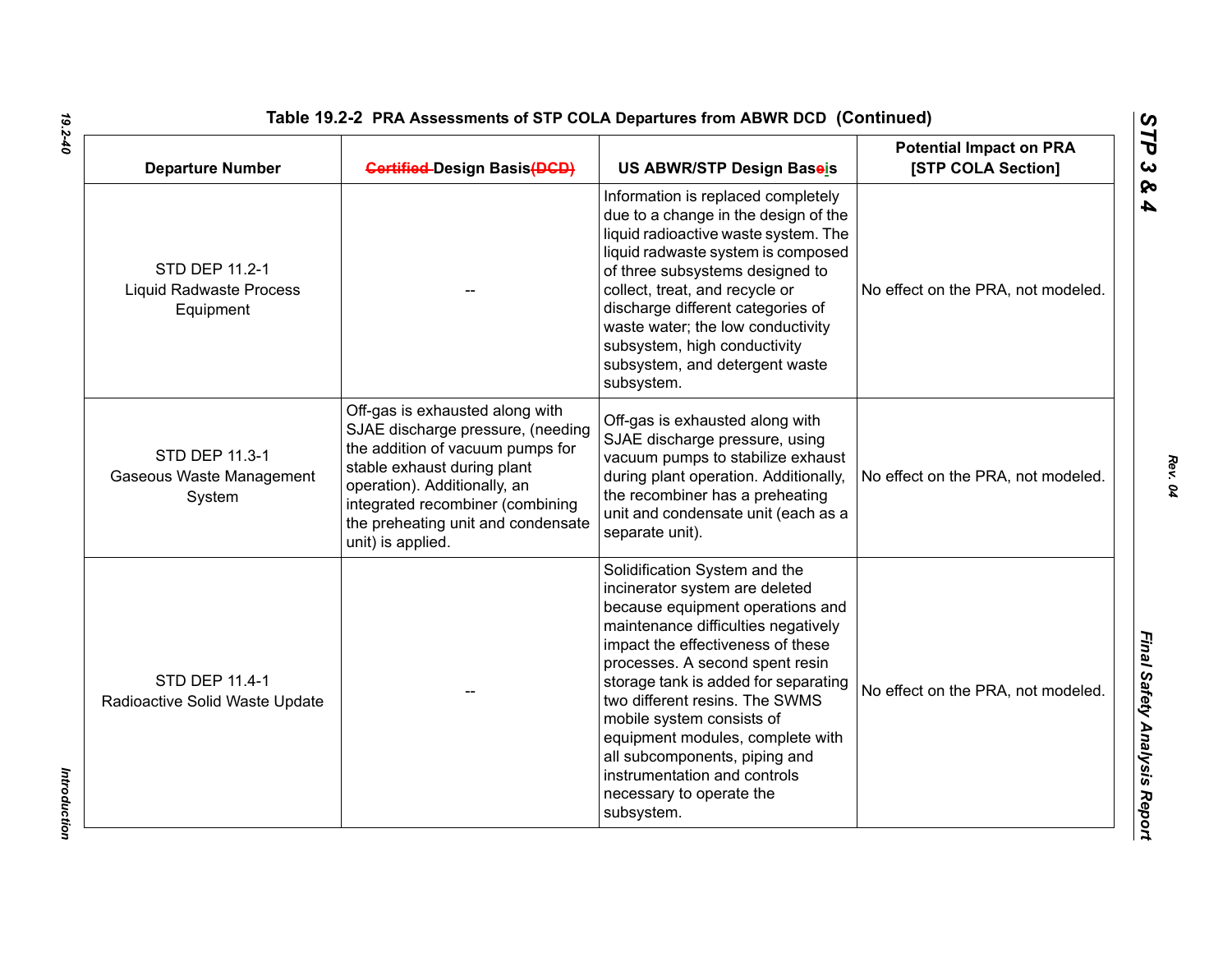Table 19.2-2 PRA Assessments of STP COLA Departures from ABWR DCD (Continued)

| Departure Number | ~~Certified~~ Design Basis~~(DCD)~~ | US ABWR/STP Design Baseis | Potential Impact on PRA [STP COLA Section] |
|---|---|---|---|
| STD DEP 11.2-1 Liquid Radwaste Process Equipment | -- | Information is replaced completely due to a change in the design of the liquid radioactive waste system. The liquid radwaste system is composed of three subsystems designed to collect, treat, and recycle or discharge different categories of waste water; the low conductivity subsystem, high conductivity subsystem, and detergent waste subsystem. | No effect on the PRA, not modeled. |
| STD DEP 11.3-1 Gaseous Waste Management System | Off-gas is exhausted along with SJAE discharge pressure, (needing the addition of vacuum pumps for stable exhaust during plant operation). Additionally, an integrated recombiner (combining the preheating unit and condensate unit) is applied. | Off-gas is exhausted along with SJAE discharge pressure, using vacuum pumps to stabilize exhaust during plant operation. Additionally, the recombiner has a preheating unit and condensate unit (each as a separate unit). | No effect on the PRA, not modeled. |
| STD DEP 11.4-1 Radioactive Solid Waste Update | -- | Solidification System and the incinerator system are deleted because equipment operations and maintenance difficulties negatively impact the effectiveness of these processes. A second spent resin storage tank is added for separating two different resins. The SWMS mobile system consists of equipment modules, complete with all subcomponents, piping and instrumentation and controls necessary to operate the subsystem. | No effect on the PRA, not modeled. |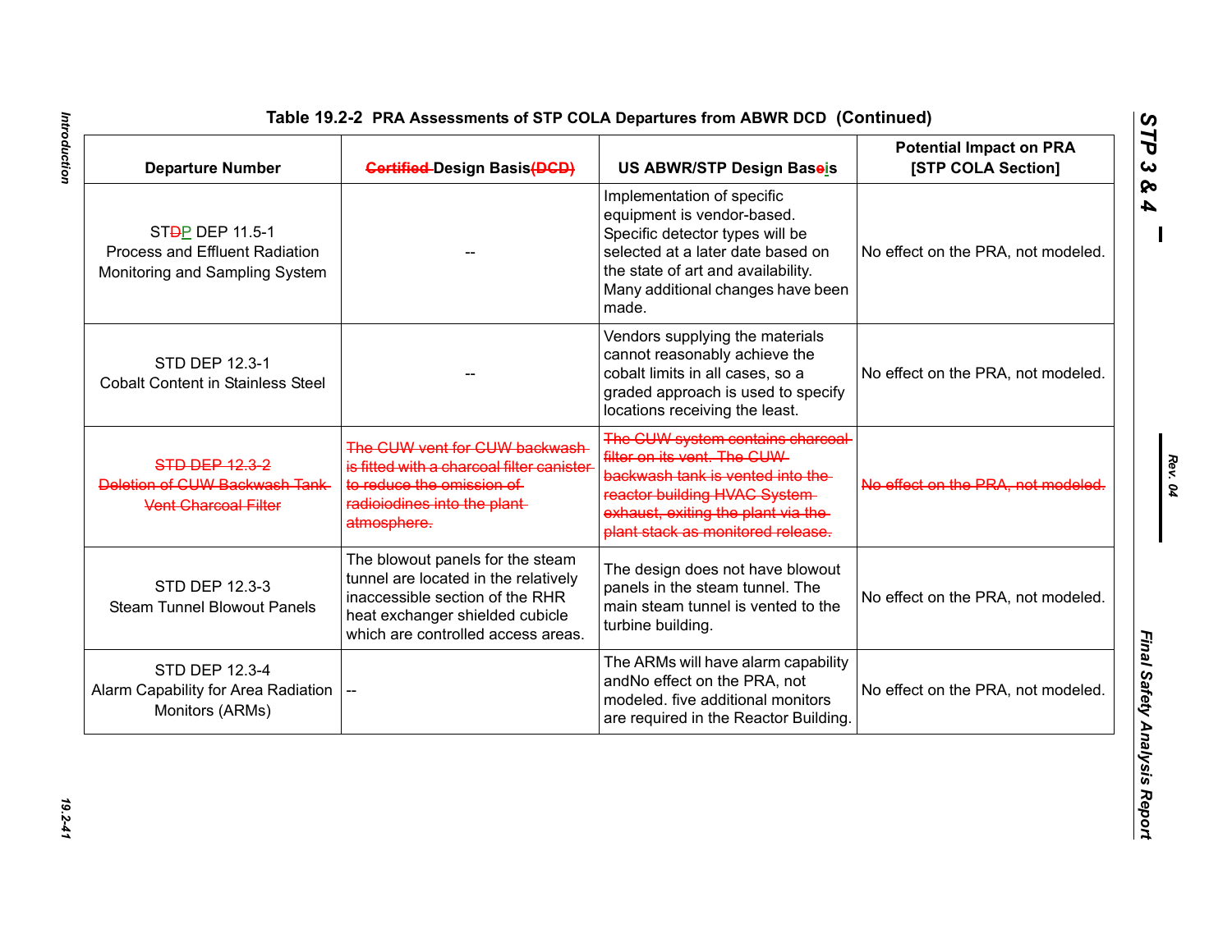**Table 19.2-2 PRA Assessments of STP COLA Departures from ABWR DCD (Continued)**

| Departure Number | ~~Certified~~ Design Basis~~(DCD)~~ | US ABWR/STP Design Baseis | Potential Impact on PRA [STP COLA Section] |
|---|---|---|---|
| ST~~D~~P DEP 11.5-1 Process and Effluent Radiation Monitoring and Sampling System | -- | Implementation of specific equipment is vendor-based. Specific detector types will be selected at a later date based on the state of art and availability. Many additional changes have been made. | No effect on the PRA, not modeled. |
| STD DEP 12.3-1 Cobalt Content in Stainless Steel | -- | Vendors supplying the materials cannot reasonably achieve the cobalt limits in all cases, so a graded approach is used to specify locations receiving the least. | No effect on the PRA, not modeled. |
| ~~STD DEP 12.3-2 Deletion of CUW Backwash Tank Vent Charcoal Filter~~ | ~~The CUW vent for CUW backwash is fitted with a charcoal filter canister to reduce the omission of radioiodines into the plant atmosphere.~~ | ~~The CUW system contains charcoal filter on its vent. The CUW backwash tank is vented into the reactor building HVAC System exhaust, exiting the plant via the plant stack as monitored release.~~ | ~~No effect on the PRA, not modeled.~~ |
| STD DEP 12.3-3 Steam Tunnel Blowout Panels | The blowout panels for the steam tunnel are located in the relatively inaccessible section of the RHR heat exchanger shielded cubicle which are controlled access areas. | The design does not have blowout panels in the steam tunnel. The main steam tunnel is vented to the turbine building. | No effect on the PRA, not modeled. |
| STD DEP 12.3-4 Alarm Capability for Area Radiation Monitors (ARMs) | -- | The ARMs will have alarm capability andNo effect on the PRA, not modeled. five additional monitors are required in the Reactor Building. | No effect on the PRA, not modeled. |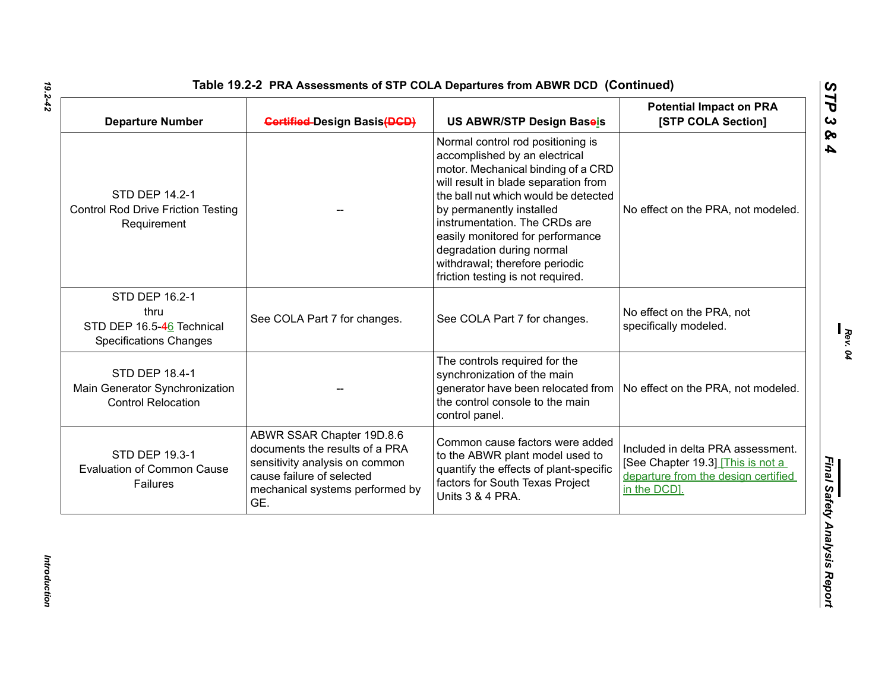**Table 19.2-2 PRA Assessments of STP COLA Departures from ABWR DCD (Continued)**

| Departure Number | ~~Certified~~ Design Basis~~(DCD)~~ | US ABWR/STP Design Baseis | Potential Impact on PRA [STP COLA Section] |
|---|---|---|---|
| STD DEP 14.2-1 Control Rod Drive Friction Testing Requirement | -- | Normal control rod positioning is accomplished by an electrical motor. Mechanical binding of a CRD will result in blade separation from the ball nut which would be detected by permanently installed instrumentation. The CRDs are easily monitored for performance degradation during normal withdrawal; therefore periodic friction testing is not required. | No effect on the PRA, not modeled. |
| STD DEP 16.2-1 thru STD DEP 16.5-~~4~~6 Technical Specifications Changes | See COLA Part 7 for changes. | See COLA Part 7 for changes. | No effect on the PRA, not specifically modeled. |
| STD DEP 18.4-1 Main Generator Synchronization Control Relocation | -- | The controls required for the synchronization of the main generator have been relocated from the control console to the main control panel. | No effect on the PRA, not modeled. |
| STD DEP 19.3-1 Evaluation of Common Cause Failures | ABWR SSAR Chapter 19D.8.6 documents the results of a PRA sensitivity analysis on common cause failure of selected mechanical systems performed by GE. | Common cause factors were added to the ABWR plant model used to quantify the effects of plant-specific factors for South Texas Project Units 3 & 4 PRA. | Included in delta PRA assessment. [See Chapter 19.3] [This is not a departure from the design certified in the DCD]. |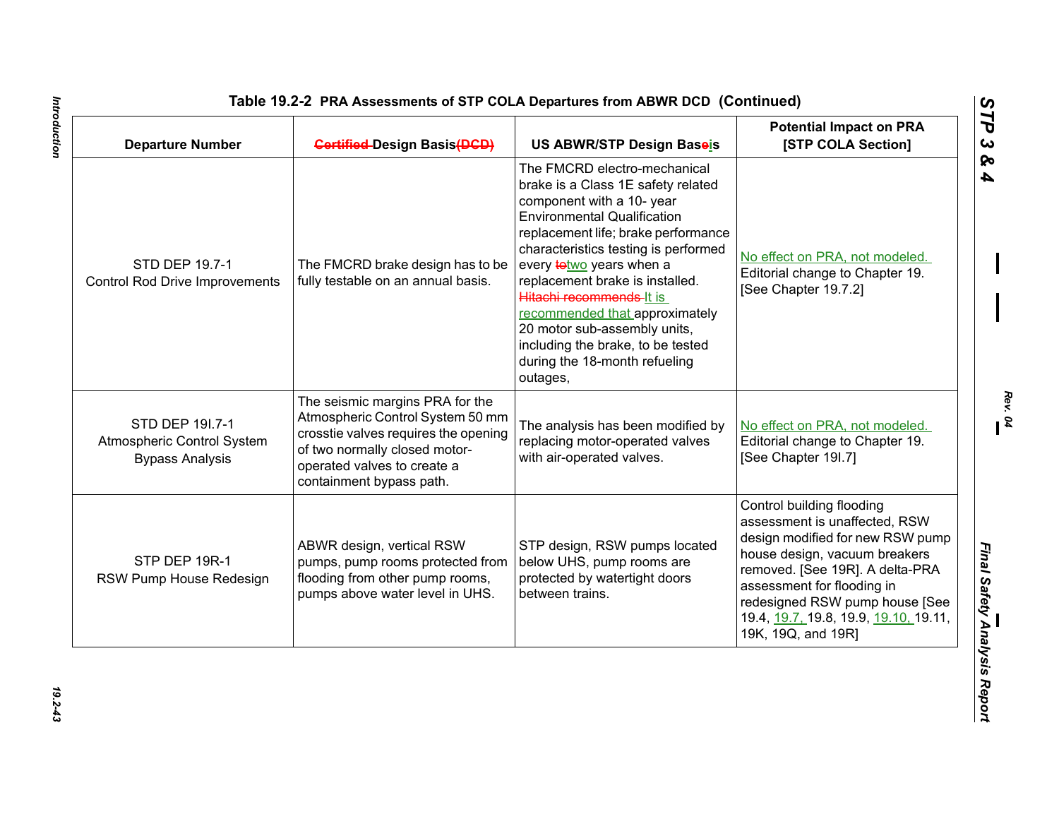**Table 19.2-2 PRA Assessments of STP COLA Departures from ABWR DCD (Continued)**

| Departure Number | ~~Certified~~ Design Basis~~(DCD)~~ | US ABWR/STP Design Baseis | Potential Impact on PRA [STP COLA Section] |
|---|---|---|---|
| STD DEP 19.7-1 Control Rod Drive Improvements | The FMCRD brake design has to be fully testable on an annual basis. | The FMCRD electro-mechanical brake is a Class 1E safety related component with a 10- year Environmental Qualification replacement life; brake performance characteristics testing is performed every ~~to~~two years when a replacement brake is installed. ~~Hitachi recommends~~ It is recommended that approximately 20 motor sub-assembly units, including the brake, to be tested during the 18-month refueling outages, | No effect on PRA, not modeled. Editorial change to Chapter 19. [See Chapter 19.7.2] |
| STD DEP 19I.7-1 Atmospheric Control System Bypass Analysis | The seismic margins PRA for the Atmospheric Control System 50 mm crosstie valves requires the opening of two normally closed motor-operated valves to create a containment bypass path. | The analysis has been modified by replacing motor-operated valves with air-operated valves. | No effect on PRA, not modeled. Editorial change to Chapter 19. [See Chapter 19I.7] |
| STP DEP 19R-1 RSW Pump House Redesign | ABWR design, vertical RSW pumps, pump rooms protected from flooding from other pump rooms, pumps above water level in UHS. | STP design, RSW pumps located below UHS, pump rooms are protected by watertight doors between trains. | Control building flooding assessment is unaffected, RSW design modified for new RSW pump house design, vacuum breakers removed. [See 19R]. A delta-PRA assessment for flooding in redesigned RSW pump house [See 19.4, 19.7, 19.8, 19.9, 19.10, 19.11, 19K, 19Q, and 19R] |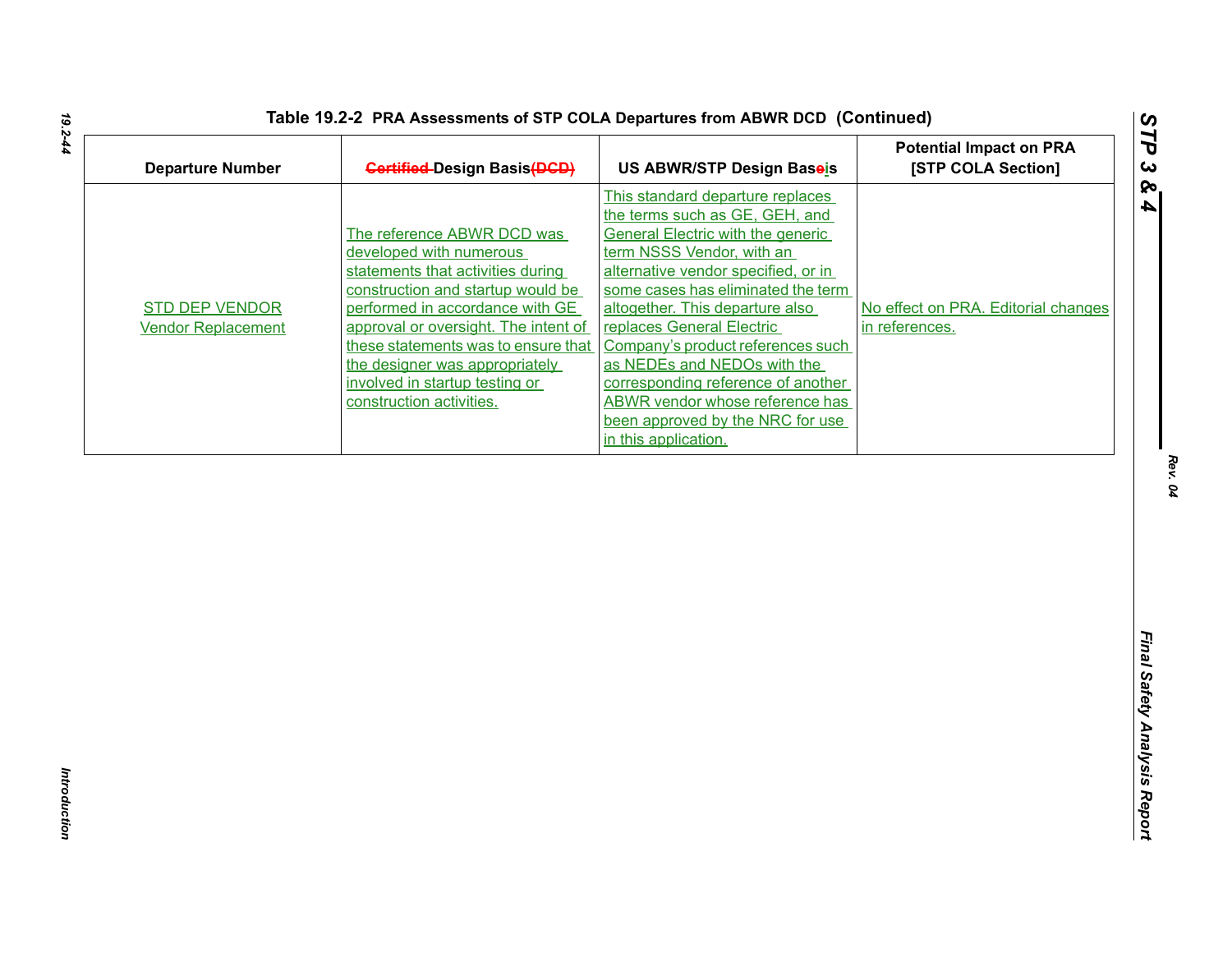**Table 19.2-2 PRA Assessments of STP COLA Departures from ABWR DCD (Continued)**

| Departure Number | ~~Certified~~ Design Basis~~(DCD)~~ | US ABWR/STP Design Basis | Potential Impact on PRA [STP COLA Section] |
|---|---|---|---|
| STD DEP VENDOR Vendor Replacement | The reference ABWR DCD was developed with numerous statements that activities during construction and startup would be performed in accordance with GE approval or oversight. The intent of these statements was to ensure that the designer was appropriately involved in startup testing or construction activities. | This standard departure replaces the terms such as GE, GEH, and General Electric with the generic term NSSS Vendor, with an alternative vendor specified, or in some cases has eliminated the term altogether. This departure also replaces General Electric Company's product references such as NEDEs and NEDOs with the corresponding reference of another ABWR vendor whose reference has been approved by the NRC for use in this application. | No effect on PRA. Editorial changes in references. |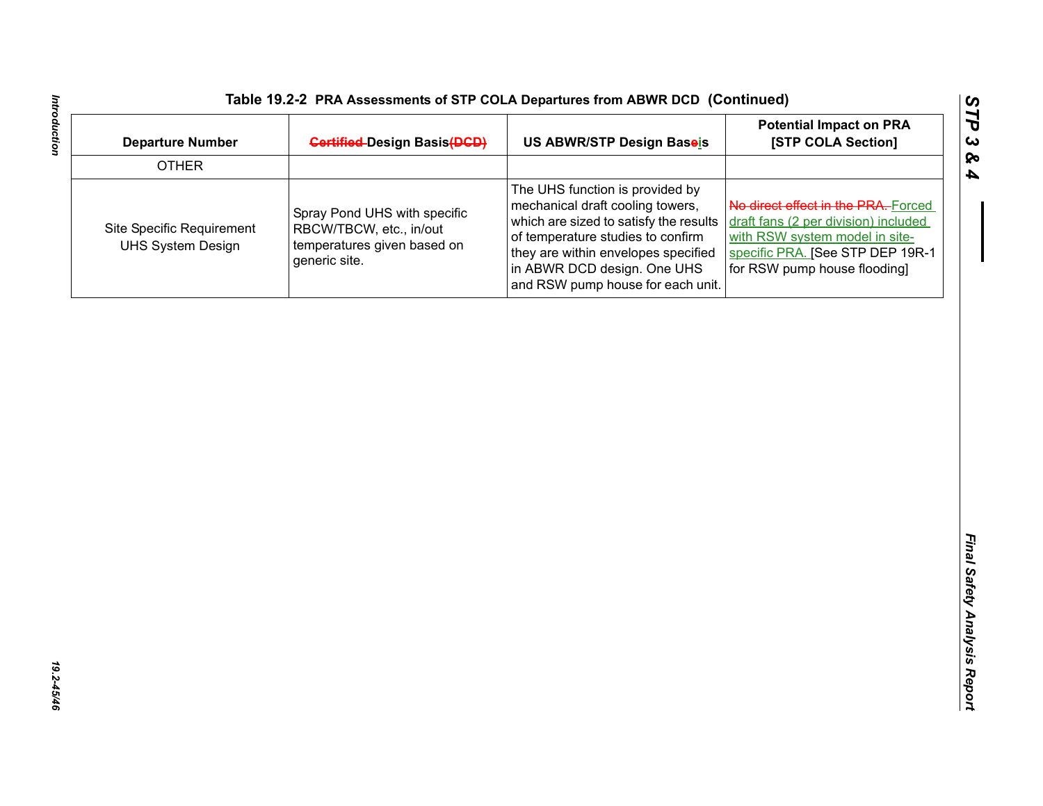**Table 19.2-2 PRA Assessments of STP COLA Departures from ABWR DCD (Continued)**

| Departure Number | ~~Certified~~ Design Basis~~(DCD)~~ | US ABWR/STP Design Base~~e~~is | Potential Impact on PRA [STP COLA Section] |
|---|---|---|---|
| OTHER | | | |
| Site Specific Requirement UHS System Design | Spray Pond UHS with specific RBCW/TBCW, etc., in/out temperatures given based on generic site. | The UHS function is provided by mechanical draft cooling towers, which are sized to satisfy the results of temperature studies to confirm they are within envelopes specified in ABWR DCD design. One UHS and RSW pump house for each unit. | ~~No direct effect in the PRA.~~ Forced draft fans (2 per division) included with RSW system model in site-specific PRA. [See STP DEP 19R-1 for RSW pump house flooding] |